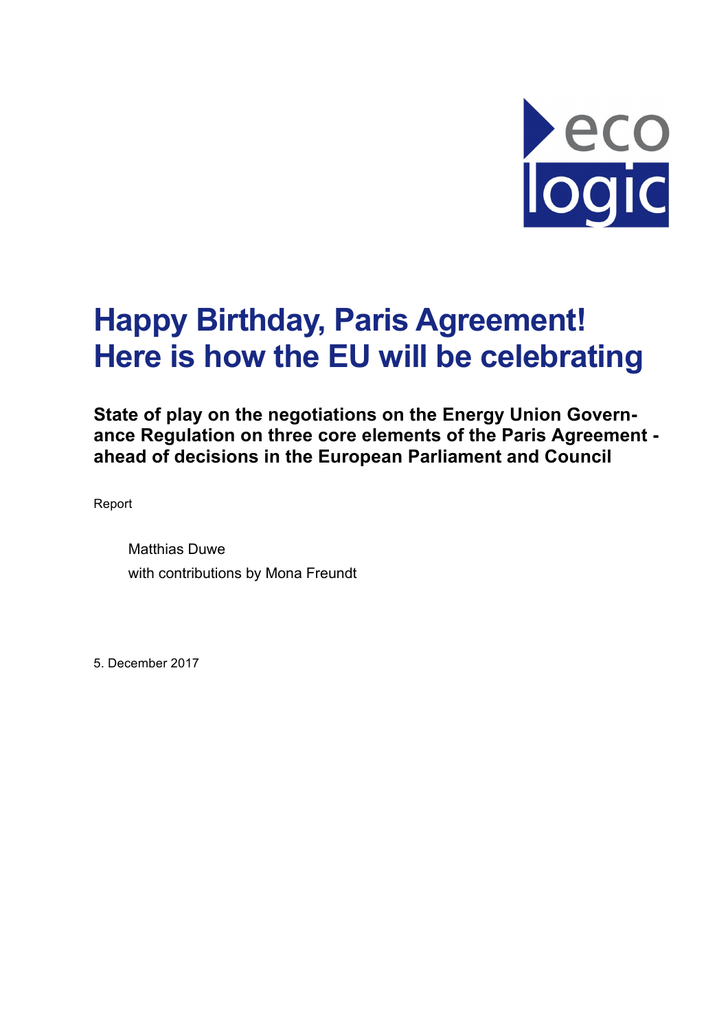# Happy Birthday, Paris Agreement! Here is how the EU will be celebrating

**State of play on the negotiations on the Energy Union Governance Regulation on three core elements of the Paris Agreement - ahead of decisions in the European Parliament and Council**

Report

Matthias Duwe
with contributions by Mona Freundt

5. December 2017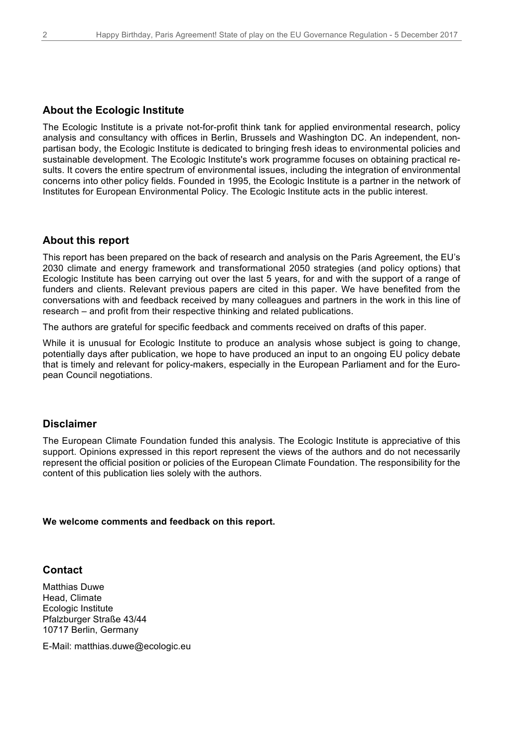## About the Ecologic Institute

The Ecologic Institute is a private not-for-profit think tank for applied environmental research, policy analysis and consultancy with offices in Berlin, Brussels and Washington DC. An independent, non-partisan body, the Ecologic Institute is dedicated to bringing fresh ideas to environmental policies and sustainable development. The Ecologic Institute's work programme focuses on obtaining practical results. It covers the entire spectrum of environmental issues, including the integration of environmental concerns into other policy fields. Founded in 1995, the Ecologic Institute is a partner in the network of Institutes for European Environmental Policy. The Ecologic Institute acts in the public interest.

## About this report

This report has been prepared on the back of research and analysis on the Paris Agreement, the EU's 2030 climate and energy framework and transformational 2050 strategies (and policy options) that Ecologic Institute has been carrying out over the last 5 years, for and with the support of a range of funders and clients. Relevant previous papers are cited in this paper. We have benefited from the conversations with and feedback received by many colleagues and partners in the work in this line of research – and profit from their respective thinking and related publications.

The authors are grateful for specific feedback and comments received on drafts of this paper.

While it is unusual for Ecologic Institute to produce an analysis whose subject is going to change, potentially days after publication, we hope to have produced an input to an ongoing EU policy debate that is timely and relevant for policy-makers, especially in the European Parliament and for the European Council negotiations.

## Disclaimer

The European Climate Foundation funded this analysis. The Ecologic Institute is appreciative of this support. Opinions expressed in this report represent the views of the authors and do not necessarily represent the official position or policies of the European Climate Foundation. The responsibility for the content of this publication lies solely with the authors.

**We welcome comments and feedback on this report.**

## Contact

Matthias Duwe
Head, Climate
Ecologic Institute
Pfalzburger Straße 43/44
10717 Berlin, Germany

E-Mail: matthias.duwe@ecologic.eu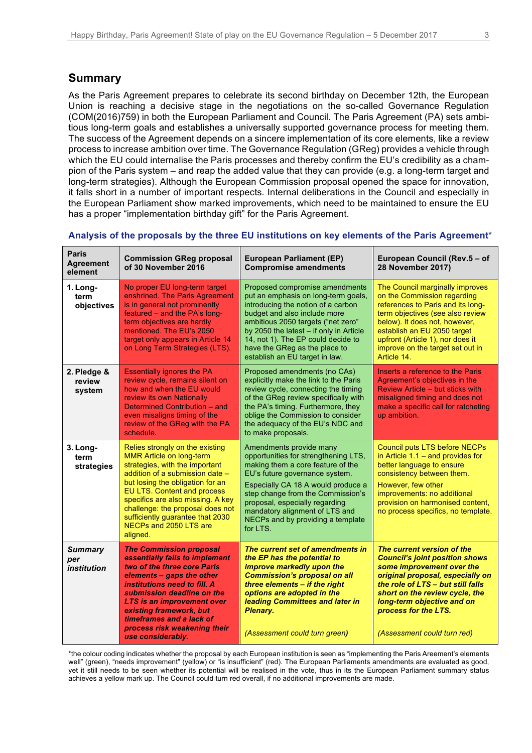## Summary

As the Paris Agreement prepares to celebrate its second birthday on December 12th, the European Union is reaching a decisive stage in the negotiations on the so-called Governance Regulation (COM(2016)759) in both the European Parliament and Council. The Paris Agreement (PA) sets ambitious long-term goals and establishes a universally supported governance process for meeting them. The success of the Agreement depends on a sincere implementation of its core elements, like a review process to increase ambition over time. The Governance Regulation (GReg) provides a vehicle through which the EU could internalise the Paris processes and thereby confirm the EU's credibility as a champion of the Paris system – and reap the added value that they can provide (e.g. a long-term target and long-term strategies). Although the European Commission proposal opened the space for innovation, it falls short in a number of important respects. Internal deliberations in the Council and especially in the European Parliament show marked improvements, which need to be maintained to ensure the EU has a proper "implementation birthday gift" for the Paris Agreement.

### Analysis of the proposals by the three EU institutions on key elements of the Paris Agreement*

| Paris Agreement element | Commission GReg proposal of 30 November 2016 | European Parliament (EP) Compromise amendments | European Council (Rev.5 – of 28 November 2017) |
|---|---|---|---|
| **1. Long-term objectives** | No proper EU long-term target enshrined. The Paris Agreement is in general not prominently featured – and the PA's long-term objectives are hardly mentioned. The EU's 2050 target only appears in Article 14 on Long Term Strategies (LTS). | Proposed compromise amendments put an emphasis on long-term goals, introducing the notion of a carbon budget and also include more ambitious 2050 targets ("net zero" by 2050 the latest – if only in Article 14, not 1). The EP could decide to have the GReg as the place to establish an EU target in law. | The Council marginally improves on the Commission regarding references to Paris and its long-term objectives (see also review below). It does not, however, establish an EU 2050 target upfront (Article 1), nor does it improve on the target set out in Article 14. |
| **2. Pledge & review system** | Essentially ignores the PA review cycle, remains silent on how and when the EU would review its own Nationally Determined Contribution – and even misaligns timing of the review of the GReg with the PA schedule. | Proposed amendments (no CAs) explicitly make the link to the Paris review cycle, connecting the timing of the GReg review specifically with the PA's timing. Furthermore, they oblige the Commission to consider the adequacy of the EU's NDC and to make proposals. | Inserts a reference to the Paris Agreement's objectives in the Review Article – but sticks with misaligned timing and does not make a specific call for ratcheting up ambition. |
| **3. Long-term strategies** | Relies strongly on the existing MMR Article on long-term strategies, with the important addition of a submission date – but losing the obligation for an EU LTS. Content and process specifics are also missing. A key challenge: the proposal does not sufficiently guarantee that 2030 NECPs and 2050 LTS are aligned. | Amendments provide many opportunities for strengthening LTS, making them a core feature of the EU's future governance system.<br><br>Especially CA 18 A would produce a step change from the Commission's proposal, especially regarding mandatory alignment of LTS and NECPs and by providing a template for LTS. | Council puts LTS before NECPs in Article 1.1 – and provides for better language to ensure consistency between them.<br><br>However, few other improvements: no additional provision on harmonised content, no process specifics, no template. |
| ***Summary per institution*** | ***The Commission proposal essentially fails to implement two of the three core Paris elements – gaps the other institutions need to fill. A submission deadline on the LTS is an improvement over existing framework, but timeframes and a lack of process risk weakening their use considerably.*** | ***The current set of amendments in the EP has the potential to improve markedly upon the Commission's proposal on all three elements – if the right options are adopted in the leading Committees and later in Plenary.***<br><br>*(Assessment could turn green)* | ***The current version of the Council's joint position shows some improvement over the original proposal, especially on the role of LTS – but still falls short on the review cycle, the long-term objective and on process for the LTS.***<br><br>*(Assessment could turn red)* |

*the colour coding indicates whether the proposal by each European institution is seen as "implementing the Paris Areement's elements well" (green), "needs improvement" (yellow) or "is insufficient" (red). The European Parliaments amendments are evaluated as good, yet it still needs to be seen whether its potential will be realised in the vote, thus in its the European Parliament summary status achieves a yellow mark up. The Council could turn red overall, if no additional improvements are made.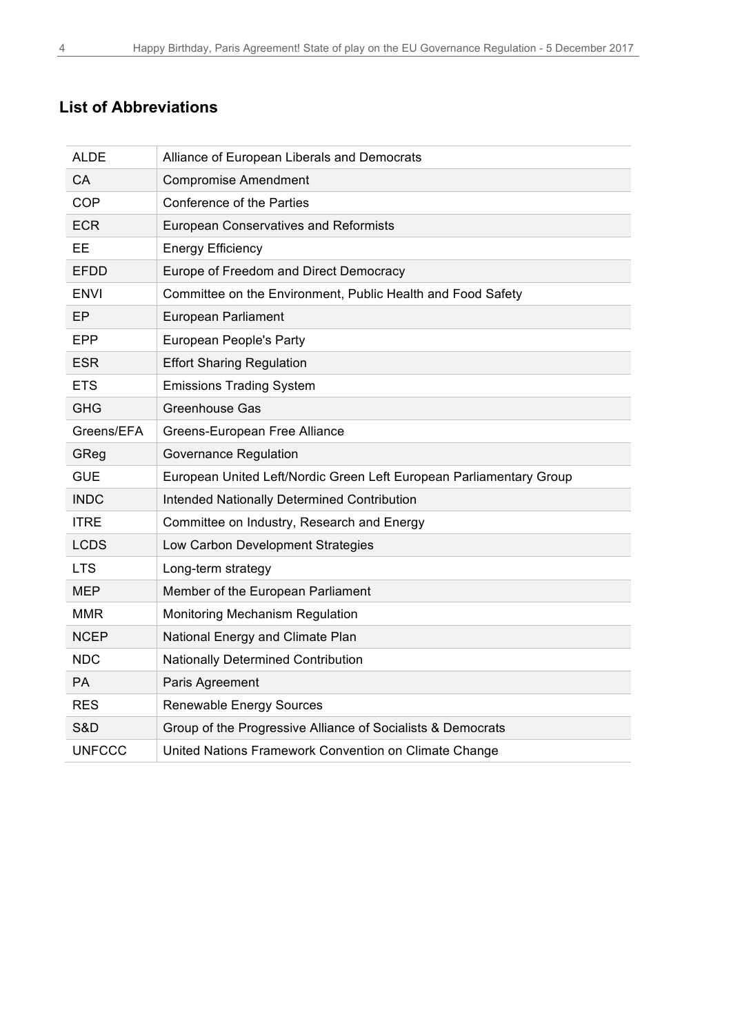## List of Abbreviations

| | |
|---|---|
| ALDE | Alliance of European Liberals and Democrats |
| CA | Compromise Amendment |
| COP | Conference of the Parties |
| ECR | European Conservatives and Reformists |
| EE | Energy Efficiency |
| EFDD | Europe of Freedom and Direct Democracy |
| ENVI | Committee on the Environment, Public Health and Food Safety |
| EP | European Parliament |
| EPP | European People's Party |
| ESR | Effort Sharing Regulation |
| ETS | Emissions Trading System |
| GHG | Greenhouse Gas |
| Greens/EFA | Greens-European Free Alliance |
| GReg | Governance Regulation |
| GUE | European United Left/Nordic Green Left European Parliamentary Group |
| INDC | Intended Nationally Determined Contribution |
| ITRE | Committee on Industry, Research and Energy |
| LCDS | Low Carbon Development Strategies |
| LTS | Long-term strategy |
| MEP | Member of the European Parliament |
| MMR | Monitoring Mechanism Regulation |
| NCEP | National Energy and Climate Plan |
| NDC | Nationally Determined Contribution |
| PA | Paris Agreement |
| RES | Renewable Energy Sources |
| S&D | Group of the Progressive Alliance of Socialists & Democrats |
| UNFCCC | United Nations Framework Convention on Climate Change |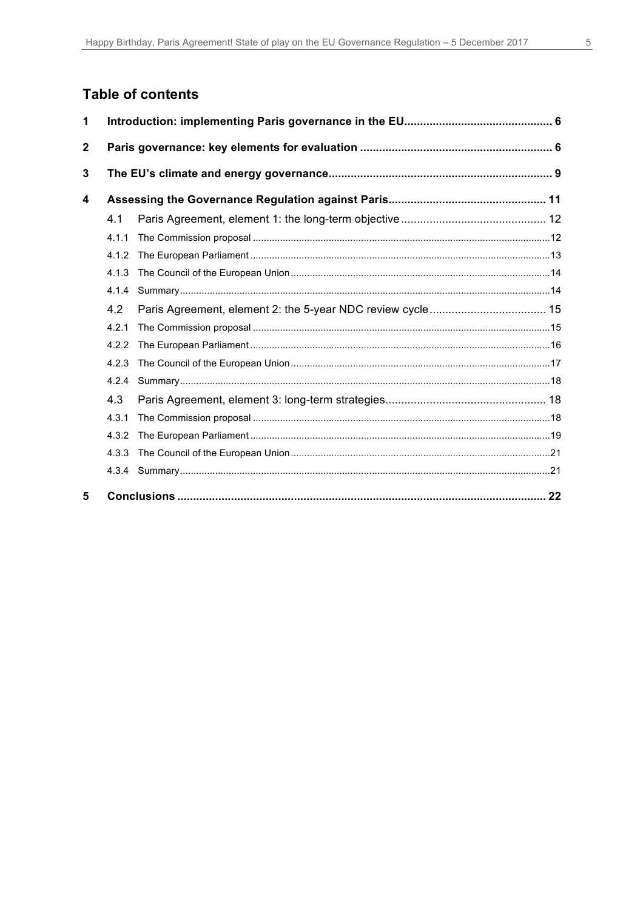## Table of contents

1 Introduction: implementing Paris governance in the EU .......... 6

2 Paris governance: key elements for evaluation .......... 6

3 The EU's climate and energy governance .......... 9

4 Assessing the Governance Regulation against Paris .......... 11

- 4.1 Paris Agreement, element 1: the long-term objective .......... 12
  - 4.1.1 The Commission proposal .......... 12
  - 4.1.2 The European Parliament .......... 13
  - 4.1.3 The Council of the European Union .......... 14
  - 4.1.4 Summary .......... 14
- 4.2 Paris Agreement, element 2: the 5-year NDC review cycle .......... 15
  - 4.2.1 The Commission proposal .......... 15
  - 4.2.2 The European Parliament .......... 16
  - 4.2.3 The Council of the European Union .......... 17
  - 4.2.4 Summary .......... 18
- 4.3 Paris Agreement, element 3: long-term strategies .......... 18
  - 4.3.1 The Commission proposal .......... 18
  - 4.3.2 The European Parliament .......... 19
  - 4.3.3 The Council of the European Union .......... 21
  - 4.3.4 Summary .......... 21

5 Conclusions .......... 22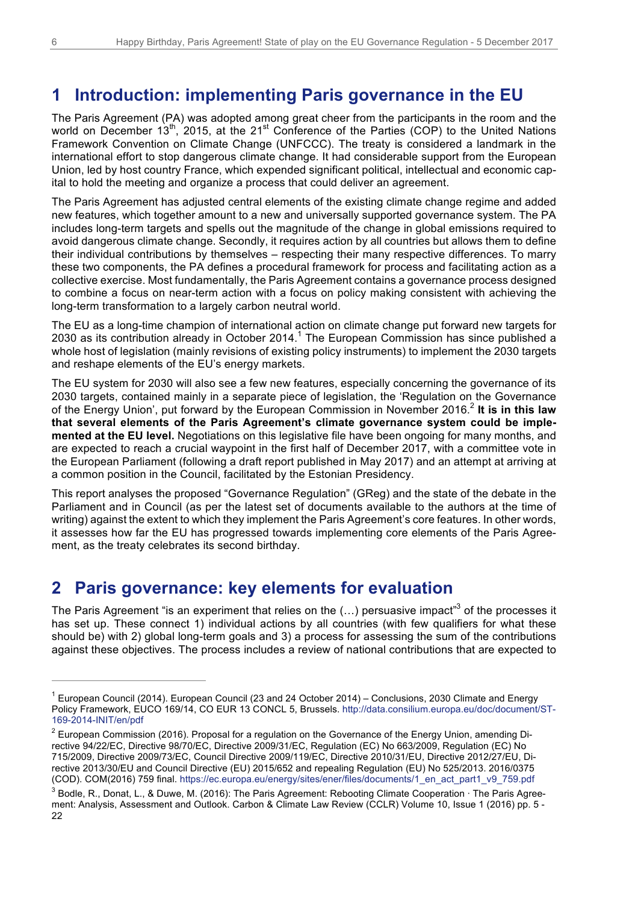# 1 Introduction: implementing Paris governance in the EU

The Paris Agreement (PA) was adopted among great cheer from the participants in the room and the world on December 13$^{th}$, 2015, at the 21$^{st}$ Conference of the Parties (COP) to the United Nations Framework Convention on Climate Change (UNFCCC). The treaty is considered a landmark in the international effort to stop dangerous climate change. It had considerable support from the European Union, led by host country France, which expended significant political, intellectual and economic capital to hold the meeting and organize a process that could deliver an agreement.

The Paris Agreement has adjusted central elements of the existing climate change regime and added new features, which together amount to a new and universally supported governance system. The PA includes long-term targets and spells out the magnitude of the change in global emissions required to avoid dangerous climate change. Secondly, it requires action by all countries but allows them to define their individual contributions by themselves – respecting their many respective differences. To marry these two components, the PA defines a procedural framework for process and facilitating action as a collective exercise. Most fundamentally, the Paris Agreement contains a governance process designed to combine a focus on near-term action with a focus on policy making consistent with achieving the long-term transformation to a largely carbon neutral world.

The EU as a long-time champion of international action on climate change put forward new targets for 2030 as its contribution already in October 2014.[1] The European Commission has since published a whole host of legislation (mainly revisions of existing policy instruments) to implement the 2030 targets and reshape elements of the EU's energy markets.

The EU system for 2030 will also see a few new features, especially concerning the governance of its 2030 targets, contained mainly in a separate piece of legislation, the 'Regulation on the Governance of the Energy Union', put forward by the European Commission in November 2016.[2] **It is in this law that several elements of the Paris Agreement's climate governance system could be implemented at the EU level.** Negotiations on this legislative file have been ongoing for many months, and are expected to reach a crucial waypoint in the first half of December 2017, with a committee vote in the European Parliament (following a draft report published in May 2017) and an attempt at arriving at a common position in the Council, facilitated by the Estonian Presidency.

This report analyses the proposed "Governance Regulation" (GReg) and the state of the debate in the Parliament and in Council (as per the latest set of documents available to the authors at the time of writing) against the extent to which they implement the Paris Agreement's core features. In other words, it assesses how far the EU has progressed towards implementing core elements of the Paris Agreement, as the treaty celebrates its second birthday.

# 2 Paris governance: key elements for evaluation

The Paris Agreement "is an experiment that relies on the (…) persuasive impact"[3] of the processes it has set up. These connect 1) individual actions by all countries (with few qualifiers for what these should be) with 2) global long-term goals and 3) a process for assessing the sum of the contributions against these objectives. The process includes a review of national contributions that are expected to

---

[1] European Council (2014). European Council (23 and 24 October 2014) – Conclusions, 2030 Climate and Energy Policy Framework, EUCO 169/14, CO EUR 13 CONCL 5, Brussels. http://data.consilium.europa.eu/doc/document/ST-169-2014-INIT/en/pdf

[2] European Commission (2016). Proposal for a regulation on the Governance of the Energy Union, amending Directive 94/22/EC, Directive 98/70/EC, Directive 2009/31/EC, Regulation (EC) No 663/2009, Regulation (EC) No 715/2009, Directive 2009/73/EC, Council Directive 2009/119/EC, Directive 2010/31/EU, Directive 2012/27/EU, Directive 2013/30/EU and Council Directive (EU) 2015/652 and repealing Regulation (EU) No 525/2013. 2016/0375 (COD). COM(2016) 759 final. https://ec.europa.eu/energy/sites/ener/files/documents/1_en_act_part1_v9_759.pdf

[3] Bodle, R., Donat, L., & Duwe, M. (2016): The Paris Agreement: Rebooting Climate Cooperation · The Paris Agreement: Analysis, Assessment and Outlook. Carbon & Climate Law Review (CCLR) Volume 10, Issue 1 (2016) pp. 5 - 22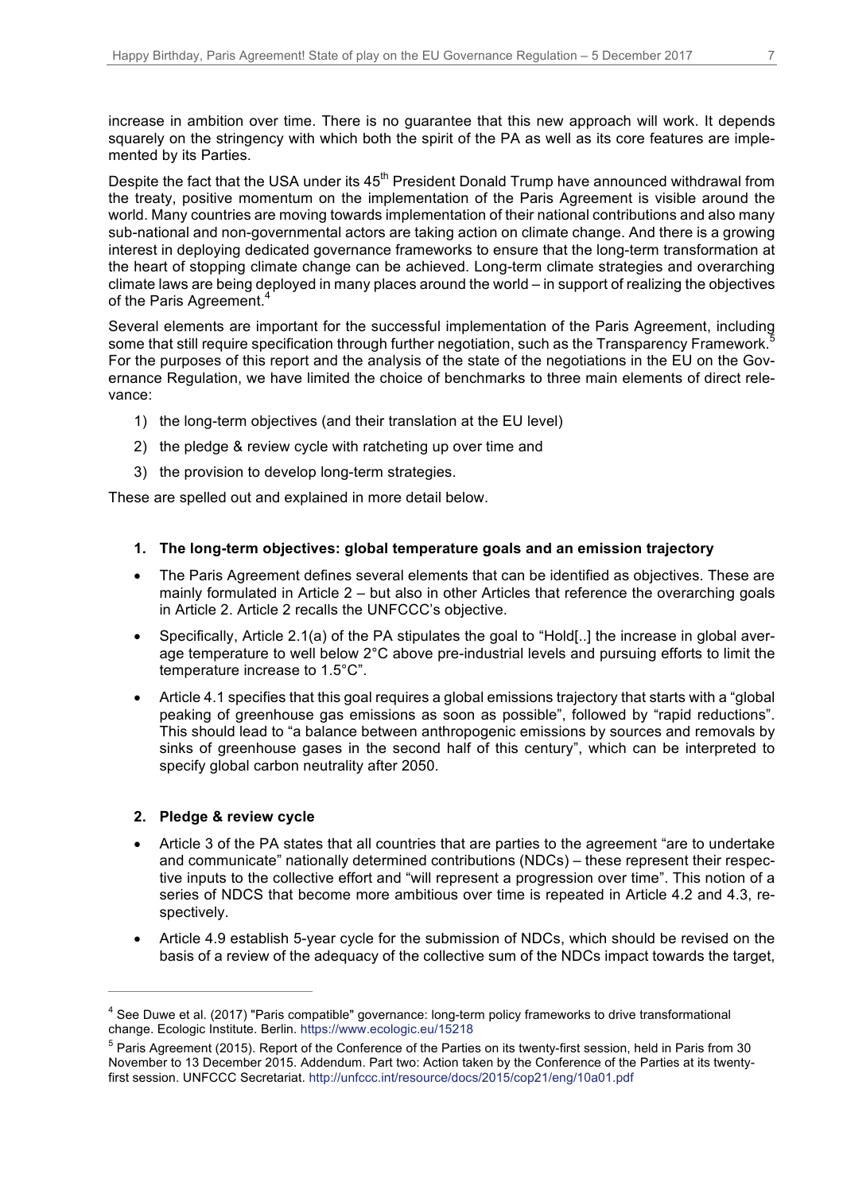increase in ambition over time. There is no guarantee that this new approach will work. It depends squarely on the stringency with which both the spirit of the PA as well as its core features are implemented by its Parties.

Despite the fact that the USA under its 45th President Donald Trump have announced withdrawal from the treaty, positive momentum on the implementation of the Paris Agreement is visible around the world. Many countries are moving towards implementation of their national contributions and also many sub-national and non-governmental actors are taking action on climate change. And there is a growing interest in deploying dedicated governance frameworks to ensure that the long-term transformation at the heart of stopping climate change can be achieved. Long-term climate strategies and overarching climate laws are being deployed in many places around the world – in support of realizing the objectives of the Paris Agreement.[4]

Several elements are important for the successful implementation of the Paris Agreement, including some that still require specification through further negotiation, such as the Transparency Framework.[5] For the purposes of this report and the analysis of the state of the negotiations in the EU on the Governance Regulation, we have limited the choice of benchmarks to three main elements of direct relevance:

1) the long-term objectives (and their translation at the EU level)
2) the pledge & review cycle with ratcheting up over time and
3) the provision to develop long-term strategies.

These are spelled out and explained in more detail below.

**1. The long-term objectives: global temperature goals and an emission trajectory**

- The Paris Agreement defines several elements that can be identified as objectives. These are mainly formulated in Article 2 – but also in other Articles that reference the overarching goals in Article 2. Article 2 recalls the UNFCCC's objective.
- Specifically, Article 2.1(a) of the PA stipulates the goal to "Hold[..] the increase in global average temperature to well below 2°C above pre-industrial levels and pursuing efforts to limit the temperature increase to 1.5°C".
- Article 4.1 specifies that this goal requires a global emissions trajectory that starts with a "global peaking of greenhouse gas emissions as soon as possible", followed by "rapid reductions". This should lead to "a balance between anthropogenic emissions by sources and removals by sinks of greenhouse gases in the second half of this century", which can be interpreted to specify global carbon neutrality after 2050.

**2. Pledge & review cycle**

- Article 3 of the PA states that all countries that are parties to the agreement "are to undertake and communicate" nationally determined contributions (NDCs) – these represent their respective inputs to the collective effort and "will represent a progression over time". This notion of a series of NDCS that become more ambitious over time is repeated in Article 4.2 and 4.3, respectively.
- Article 4.9 establish 5-year cycle for the submission of NDCs, which should be revised on the basis of a review of the adequacy of the collective sum of the NDCs impact towards the target,

---

[4] See Duwe et al. (2017) "Paris compatible" governance: long-term policy frameworks to drive transformational change. Ecologic Institute. Berlin. https://www.ecologic.eu/15218

[5] Paris Agreement (2015). Report of the Conference of the Parties on its twenty-first session, held in Paris from 30 November to 13 December 2015. Addendum. Part two: Action taken by the Conference of the Parties at its twenty-first session. UNFCCC Secretariat. http://unfccc.int/resource/docs/2015/cop21/eng/10a01.pdf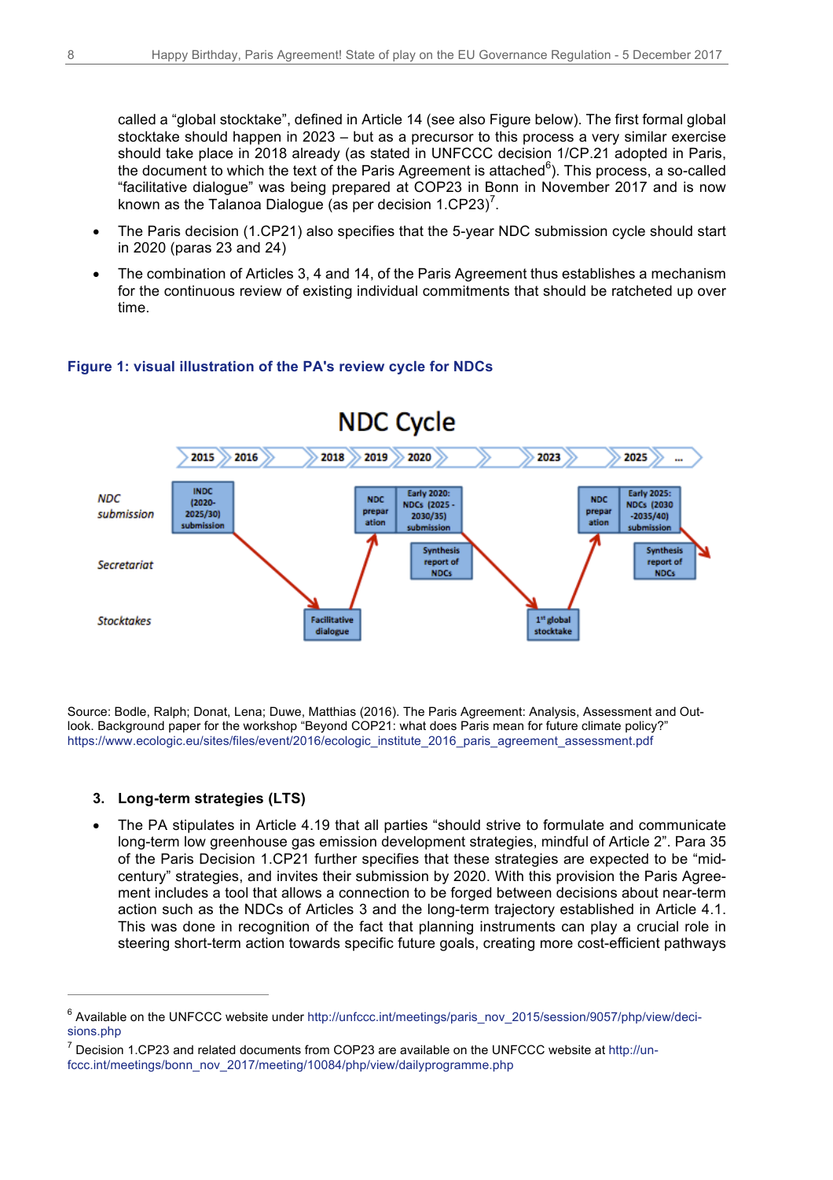called a "global stocktake", defined in Article 14 (see also Figure below). The first formal global stocktake should happen in 2023 – but as a precursor to this process a very similar exercise should take place in 2018 already (as stated in UNFCCC decision 1/CP.21 adopted in Paris, the document to which the text of the Paris Agreement is attached[6]). This process, a so-called "facilitative dialogue" was being prepared at COP23 in Bonn in November 2017 and is now known as the Talanoa Dialogue (as per decision 1.CP23)[7].

- The Paris decision (1.CP21) also specifies that the 5-year NDC submission cycle should start in 2020 (paras 23 and 24)
- The combination of Articles 3, 4 and 14, of the Paris Agreement thus establishes a mechanism for the continuous review of existing individual commitments that should be ratcheted up over time.

**Figure 1: visual illustration of the PA's review cycle for NDCs**

NDC Cycle

2015 | 2016 | 2018 | 2019 | 2020 | 2023 | 2025 | ...

*NDC submission*: INDC (2020-2025/30) submission; NDC preparation; Early 2020: NDCs (2025-2030/35) submission; NDC preparation; Early 2025: NDCs (2030-2035/40) submission

*Secretariat*: Synthesis report of NDCs; Synthesis report of NDCs

*Stocktakes*: Facilitative dialogue; 1st global stocktake

Source: Bodle, Ralph; Donat, Lena; Duwe, Matthias (2016). The Paris Agreement: Analysis, Assessment and Outlook. Background paper for the workshop "Beyond COP21: what does Paris mean for future climate policy?" https://www.ecologic.eu/sites/files/event/2016/ecologic_institute_2016_paris_agreement_assessment.pdf

### 3. Long-term strategies (LTS)

- The PA stipulates in Article 4.19 that all parties "should strive to formulate and communicate long-term low greenhouse gas emission development strategies, mindful of Article 2". Para 35 of the Paris Decision 1.CP21 further specifies that these strategies are expected to be "mid-century" strategies, and invites their submission by 2020. With this provision the Paris Agreement includes a tool that allows a connection to be forged between decisions about near-term action such as the NDCs of Articles 3 and the long-term trajectory established in Article 4.1. This was done in recognition of the fact that planning instruments can play a crucial role in steering short-term action towards specific future goals, creating more cost-efficient pathways

---

[6] Available on the UNFCCC website under http://unfccc.int/meetings/paris_nov_2015/session/9057/php/view/decisions.php

[7] Decision 1.CP23 and related documents from COP23 are available on the UNFCCC website at http://unfccc.int/meetings/bonn_nov_2017/meeting/10084/php/view/dailyprogramme.php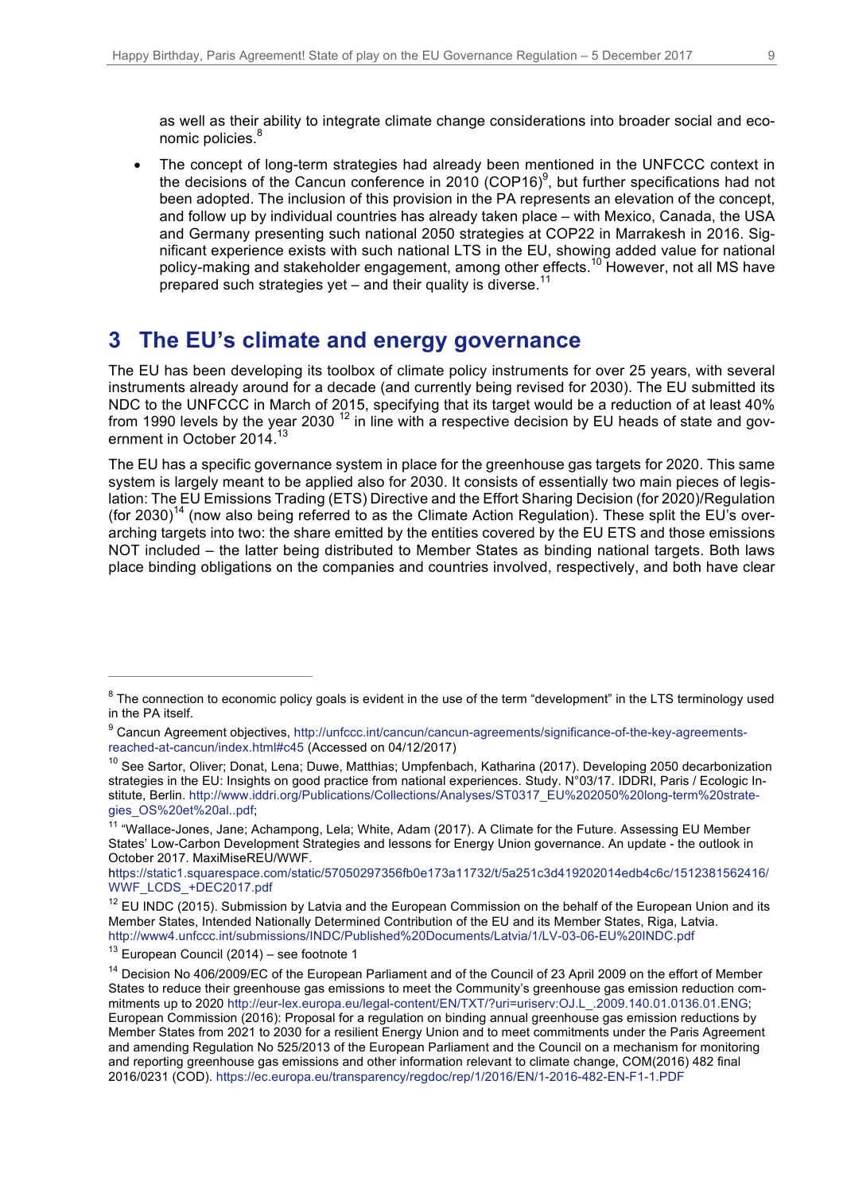as well as their ability to integrate climate change considerations into broader social and economic policies.[8]

- The concept of long-term strategies had already been mentioned in the UNFCCC context in the decisions of the Cancun conference in 2010 (COP16)[9], but further specifications had not been adopted. The inclusion of this provision in the PA represents an elevation of the concept, and follow up by individual countries has already taken place – with Mexico, Canada, the USA and Germany presenting such national 2050 strategies at COP22 in Marrakesh in 2016. Significant experience exists with such national LTS in the EU, showing added value for national policy-making and stakeholder engagement, among other effects.[10] However, not all MS have prepared such strategies yet – and their quality is diverse.[11]

## 3 The EU's climate and energy governance

The EU has been developing its toolbox of climate policy instruments for over 25 years, with several instruments already around for a decade (and currently being revised for 2030). The EU submitted its NDC to the UNFCCC in March of 2015, specifying that its target would be a reduction of at least 40% from 1990 levels by the year 2030 [12] in line with a respective decision by EU heads of state and government in October 2014.[13]

The EU has a specific governance system in place for the greenhouse gas targets for 2020. This same system is largely meant to be applied also for 2030. It consists of essentially two main pieces of legislation: The EU Emissions Trading (ETS) Directive and the Effort Sharing Decision (for 2020)/Regulation (for 2030)[14] (now also being referred to as the Climate Action Regulation). These split the EU's overarching targets into two: the share emitted by the entities covered by the EU ETS and those emissions NOT included – the latter being distributed to Member States as binding national targets. Both laws place binding obligations on the companies and countries involved, respectively, and both have clear

---

[8] The connection to economic policy goals is evident in the use of the term "development" in the LTS terminology used in the PA itself.

[9] Cancun Agreement objectives, http://unfccc.int/cancun/cancun-agreements/significance-of-the-key-agreements-reached-at-cancun/index.html#c45 (Accessed on 04/12/2017)

[10] See Sartor, Oliver; Donat, Lena; Duwe, Matthias; Umpfenbach, Katharina (2017). Developing 2050 decarbonization strategies in the EU: Insights on good practice from national experiences. Study. N°03/17. IDDRI, Paris / Ecologic Institute, Berlin. http://www.iddri.org/Publications/Collections/Analyses/ST0317_EU%202050%20long-term%20strategies_OS%20et%20al..pdf;

[11] "Wallace-Jones, Jane; Achampong, Lela; White, Adam (2017). A Climate for the Future. Assessing EU Member States' Low-Carbon Development Strategies and lessons for Energy Union governance. An update - the outlook in October 2017. MaxiMiseREU/WWF. https://static1.squarespace.com/static/57050297356fb0e173a11732/t/5a251c3d419202014edb4c6c/1512381562416/WWF_LCDS_+DEC2017.pdf

[12] EU INDC (2015). Submission by Latvia and the European Commission on the behalf of the European Union and its Member States, Intended Nationally Determined Contribution of the EU and its Member States, Riga, Latvia. http://www4.unfccc.int/submissions/INDC/Published%20Documents/Latvia/1/LV-03-06-EU%20INDC.pdf

[13] European Council (2014) – see footnote 1

[14] Decision No 406/2009/EC of the European Parliament and of the Council of 23 April 2009 on the effort of Member States to reduce their greenhouse gas emissions to meet the Community's greenhouse gas emission reduction commitments up to 2020 http://eur-lex.europa.eu/legal-content/EN/TXT/?uri=uriserv:OJ.L_.2009.140.01.0136.01.ENG; European Commission (2016): Proposal for a regulation on binding annual greenhouse gas emission reductions by Member States from 2021 to 2030 for a resilient Energy Union and to meet commitments under the Paris Agreement and amending Regulation No 525/2013 of the European Parliament and the Council on a mechanism for monitoring and reporting greenhouse gas emissions and other information relevant to climate change, COM(2016) 482 final 2016/0231 (COD). https://ec.europa.eu/transparency/regdoc/rep/1/2016/EN/1-2016-482-EN-F1-1.PDF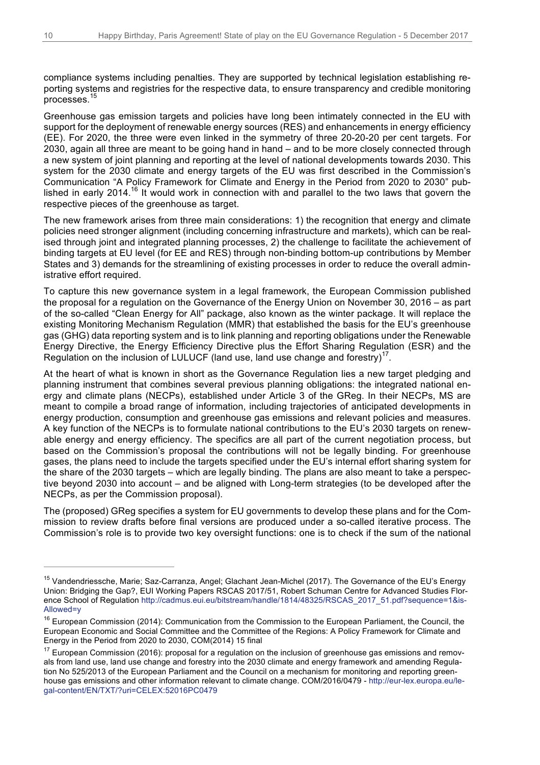compliance systems including penalties. They are supported by technical legislation establishing reporting systems and registries for the respective data, to ensure transparency and credible monitoring processes.[15]

Greenhouse gas emission targets and policies have long been intimately connected in the EU with support for the deployment of renewable energy sources (RES) and enhancements in energy efficiency (EE). For 2020, the three were even linked in the symmetry of three 20-20-20 per cent targets. For 2030, again all three are meant to be going hand in hand – and to be more closely connected through a new system of joint planning and reporting at the level of national developments towards 2030. This system for the 2030 climate and energy targets of the EU was first described in the Commission's Communication "A Policy Framework for Climate and Energy in the Period from 2020 to 2030" published in early 2014.[16] It would work in connection with and parallel to the two laws that govern the respective pieces of the greenhouse as target.

The new framework arises from three main considerations: 1) the recognition that energy and climate policies need stronger alignment (including concerning infrastructure and markets), which can be realised through joint and integrated planning processes, 2) the challenge to facilitate the achievement of binding targets at EU level (for EE and RES) through non-binding bottom-up contributions by Member States and 3) demands for the streamlining of existing processes in order to reduce the overall administrative effort required.

To capture this new governance system in a legal framework, the European Commission published the proposal for a regulation on the Governance of the Energy Union on November 30, 2016 – as part of the so-called "Clean Energy for All" package, also known as the winter package. It will replace the existing Monitoring Mechanism Regulation (MMR) that established the basis for the EU's greenhouse gas (GHG) data reporting system and is to link planning and reporting obligations under the Renewable Energy Directive, the Energy Efficiency Directive plus the Effort Sharing Regulation (ESR) and the Regulation on the inclusion of LULUCF (land use, land use change and forestry)[17].

At the heart of what is known in short as the Governance Regulation lies a new target pledging and planning instrument that combines several previous planning obligations: the integrated national energy and climate plans (NECPs), established under Article 3 of the GReg. In their NECPs, MS are meant to compile a broad range of information, including trajectories of anticipated developments in energy production, consumption and greenhouse gas emissions and relevant policies and measures. A key function of the NECPs is to formulate national contributions to the EU's 2030 targets on renewable energy and energy efficiency. The specifics are all part of the current negotiation process, but based on the Commission's proposal the contributions will not be legally binding. For greenhouse gases, the plans need to include the targets specified under the EU's internal effort sharing system for the share of the 2030 targets – which are legally binding. The plans are also meant to take a perspective beyond 2030 into account – and be aligned with Long-term strategies (to be developed after the NECPs, as per the Commission proposal).

The (proposed) GReg specifies a system for EU governments to develop these plans and for the Commission to review drafts before final versions are produced under a so-called iterative process. The Commission's role is to provide two key oversight functions: one is to check if the sum of the national

---

[15] Vandendriessche, Marie; Saz-Carranza, Angel; Glachant Jean-Michel (2017). The Governance of the EU's Energy Union: Bridging the Gap?, EUI Working Papers RSCAS 2017/51, Robert Schuman Centre for Advanced Studies Florence School of Regulation http://cadmus.eui.eu/bitstream/handle/1814/48325/RSCAS_2017_51.pdf?sequence=1&isAllowed=y

[16] European Commission (2014): Communication from the Commission to the European Parliament, the Council, the European Economic and Social Committee and the Committee of the Regions: A Policy Framework for Climate and Energy in the Period from 2020 to 2030, COM(2014) 15 final

[17] European Commission (2016): proposal for a regulation on the inclusion of greenhouse gas emissions and removals from land use, land use change and forestry into the 2030 climate and energy framework and amending Regulation No 525/2013 of the European Parliament and the Council on a mechanism for monitoring and reporting greenhouse gas emissions and other information relevant to climate change. COM/2016/0479 - http://eur-lex.europa.eu/legal-content/EN/TXT/?uri=CELEX:52016PC0479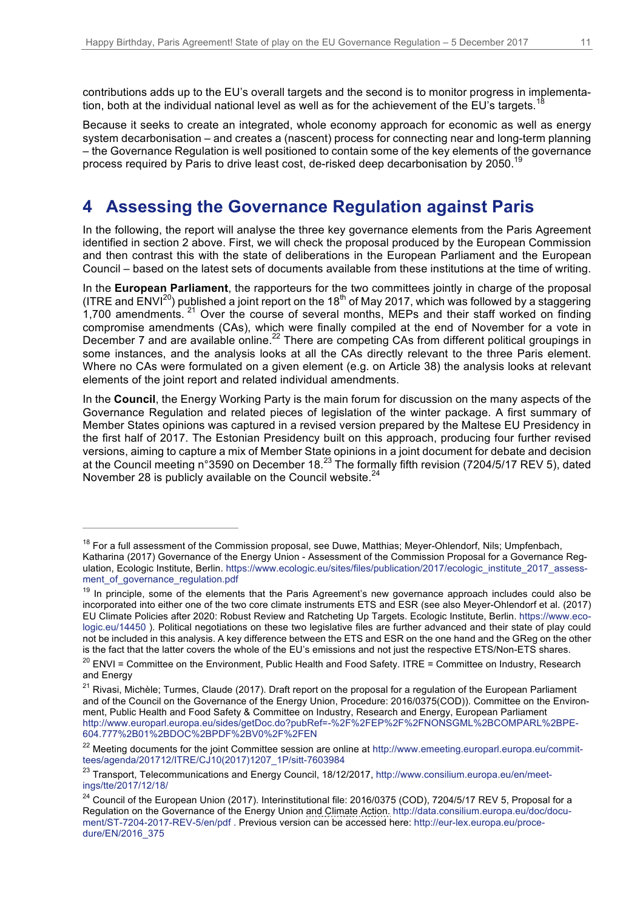contributions adds up to the EU's overall targets and the second is to monitor progress in implementation, both at the individual national level as well as for the achievement of the EU's targets.[18]

Because it seeks to create an integrated, whole economy approach for economic as well as energy system decarbonisation – and creates a (nascent) process for connecting near and long-term planning – the Governance Regulation is well positioned to contain some of the key elements of the governance process required by Paris to drive least cost, de-risked deep decarbonisation by 2050.[19]

# 4 Assessing the Governance Regulation against Paris

In the following, the report will analyse the three key governance elements from the Paris Agreement identified in section 2 above. First, we will check the proposal produced by the European Commission and then contrast this with the state of deliberations in the European Parliament and the European Council – based on the latest sets of documents available from these institutions at the time of writing.

In the **European Parliament**, the rapporteurs for the two committees jointly in charge of the proposal (ITRE and ENVI[20]) published a joint report on the 18th of May 2017, which was followed by a staggering 1,700 amendments.[21] Over the course of several months, MEPs and their staff worked on finding compromise amendments (CAs), which were finally compiled at the end of November for a vote in December 7 and are available online.[22] There are competing CAs from different political groupings in some instances, and the analysis looks at all the CAs directly relevant to the three Paris element. Where no CAs were formulated on a given element (e.g. on Article 38) the analysis looks at relevant elements of the joint report and related individual amendments.

In the **Council**, the Energy Working Party is the main forum for discussion on the many aspects of the Governance Regulation and related pieces of legislation of the winter package. A first summary of Member States opinions was captured in a revised version prepared by the Maltese EU Presidency in the first half of 2017. The Estonian Presidency built on this approach, producing four further revised versions, aiming to capture a mix of Member State opinions in a joint document for debate and decision at the Council meeting n°3590 on December 18.[23] The formally fifth revision (7204/5/17 REV 5), dated November 28 is publicly available on the Council website.[24]

---

[18] For a full assessment of the Commission proposal, see Duwe, Matthias; Meyer-Ohlendorf, Nils; Umpfenbach, Katharina (2017) Governance of the Energy Union - Assessment of the Commission Proposal for a Governance Regulation, Ecologic Institute, Berlin. https://www.ecologic.eu/sites/files/publication/2017/ecologic_institute_2017_assessment_of_governance_regulation.pdf

[19] In principle, some of the elements that the Paris Agreement's new governance approach includes could also be incorporated into either one of the two core climate instruments ETS and ESR (see also Meyer-Ohlendorf et al. (2017) EU Climate Policies after 2020: Robust Review and Ratcheting Up Targets. Ecologic Institute, Berlin. https://www.ecologic.eu/14450 ). Political negotiations on these two legislative files are further advanced and their state of play could not be included in this analysis. A key difference between the ETS and ESR on the one hand and the GReg on the other is the fact that the latter covers the whole of the EU's emissions and not just the respective ETS/Non-ETS shares.

[20] ENVI = Committee on the Environment, Public Health and Food Safety. ITRE = Committee on Industry, Research and Energy

[21] Rivasi, Michèle; Turmes, Claude (2017). Draft report on the proposal for a regulation of the European Parliament and of the Council on the Governance of the Energy Union, Procedure: 2016/0375(COD)). Committee on the Environment, Public Health and Food Safety & Committee on Industry, Research and Energy, European Parliament http://www.europarl.europa.eu/sides/getDoc.do?pubRef=-%2F%2FEP%2F%2FNONSGML%2BCOMPARL%2BPE-604.777%2B01%2BDOC%2BPDF%2BV0%2F%2FEN

[22] Meeting documents for the joint Committee session are online at http://www.emeeting.europarl.europa.eu/committees/agenda/201712/ITRE/CJ10(2017)1207_1P/sitt-7603984

[23] Transport, Telecommunications and Energy Council, 18/12/2017, http://www.consilium.europa.eu/en/meetings/tte/2017/12/18/

[24] Council of the European Union (2017). Interinstitutional file: 2016/0375 (COD), 7204/5/17 REV 5, Proposal for a Regulation on the Governance of the Energy Union and Climate Action. http://data.consilium.europa.eu/doc/document/ST-7204-2017-REV-5/en/pdf . Previous version can be accessed here: http://eur-lex.europa.eu/procedure/EN/2016_375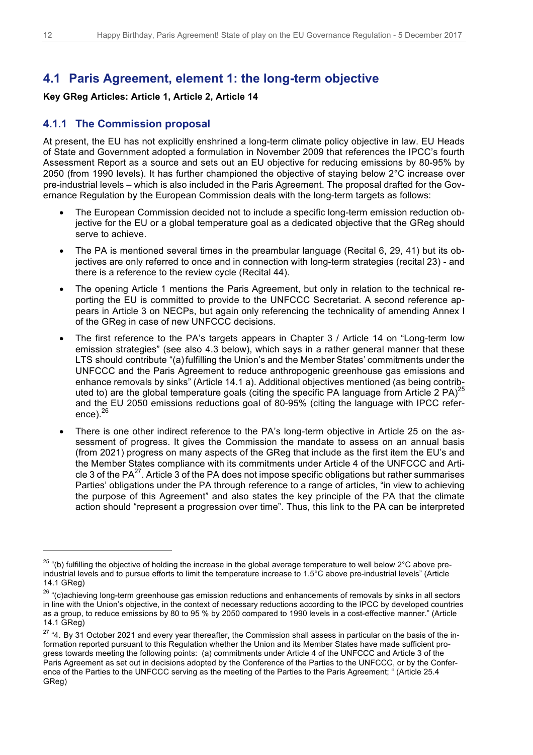## 4.1 Paris Agreement, element 1: the long-term objective

**Key GReg Articles: Article 1, Article 2, Article 14**

### 4.1.1 The Commission proposal

At present, the EU has not explicitly enshrined a long-term climate policy objective in law. EU Heads of State and Government adopted a formulation in November 2009 that references the IPCC's fourth Assessment Report as a source and sets out an EU objective for reducing emissions by 80-95% by 2050 (from 1990 levels). It has further championed the objective of staying below 2°C increase over pre-industrial levels – which is also included in the Paris Agreement. The proposal drafted for the Governance Regulation by the European Commission deals with the long-term targets as follows:

- The European Commission decided not to include a specific long-term emission reduction objective for the EU or a global temperature goal as a dedicated objective that the GReg should serve to achieve.
- The PA is mentioned several times in the preambular language (Recital 6, 29, 41) but its objectives are only referred to once and in connection with long-term strategies (recital 23) - and there is a reference to the review cycle (Recital 44).
- The opening Article 1 mentions the Paris Agreement, but only in relation to the technical reporting the EU is committed to provide to the UNFCCC Secretariat. A second reference appears in Article 3 on NECPs, but again only referencing the technicality of amending Annex I of the GReg in case of new UNFCCC decisions.
- The first reference to the PA's targets appears in Chapter 3 / Article 14 on "Long-term low emission strategies" (see also 4.3 below), which says in a rather general manner that these LTS should contribute "(a) fulfilling the Union's and the Member States' commitments under the UNFCCC and the Paris Agreement to reduce anthropogenic greenhouse gas emissions and enhance removals by sinks" (Article 14.1 a). Additional objectives mentioned (as being contributed to) are the global temperature goals (citing the specific PA language from Article 2 PA)[25] and the EU 2050 emissions reductions goal of 80-95% (citing the language with IPCC reference).[26]
- There is one other indirect reference to the PA's long-term objective in Article 25 on the assessment of progress. It gives the Commission the mandate to assess on an annual basis (from 2021) progress on many aspects of the GReg that include as the first item the EU's and the Member States compliance with its commitments under Article 4 of the UNFCCC and Article 3 of the PA[27]. Article 3 of the PA does not impose specific obligations but rather summarises Parties' obligations under the PA through reference to a range of articles, "in view to achieving the purpose of this Agreement" and also states the key principle of the PA that the climate action should "represent a progression over time". Thus, this link to the PA can be interpreted

---

[25] "(b) fulfilling the objective of holding the increase in the global average temperature to well below 2°C above pre-industrial levels and to pursue efforts to limit the temperature increase to 1.5°C above pre-industrial levels" (Article 14.1 GReg)

[26] "(c)achieving long-term greenhouse gas emission reductions and enhancements of removals by sinks in all sectors in line with the Union's objective, in the context of necessary reductions according to the IPCC by developed countries as a group, to reduce emissions by 80 to 95 % by 2050 compared to 1990 levels in a cost-effective manner." (Article 14.1 GReg)

[27] "4. By 31 October 2021 and every year thereafter, the Commission shall assess in particular on the basis of the information reported pursuant to this Regulation whether the Union and its Member States have made sufficient progress towards meeting the following points: (a) commitments under Article 4 of the UNFCCC and Article 3 of the Paris Agreement as set out in decisions adopted by the Conference of the Parties to the UNFCCC, or by the Conference of the Parties to the UNFCCC serving as the meeting of the Parties to the Paris Agreement; " (Article 25.4 GReg)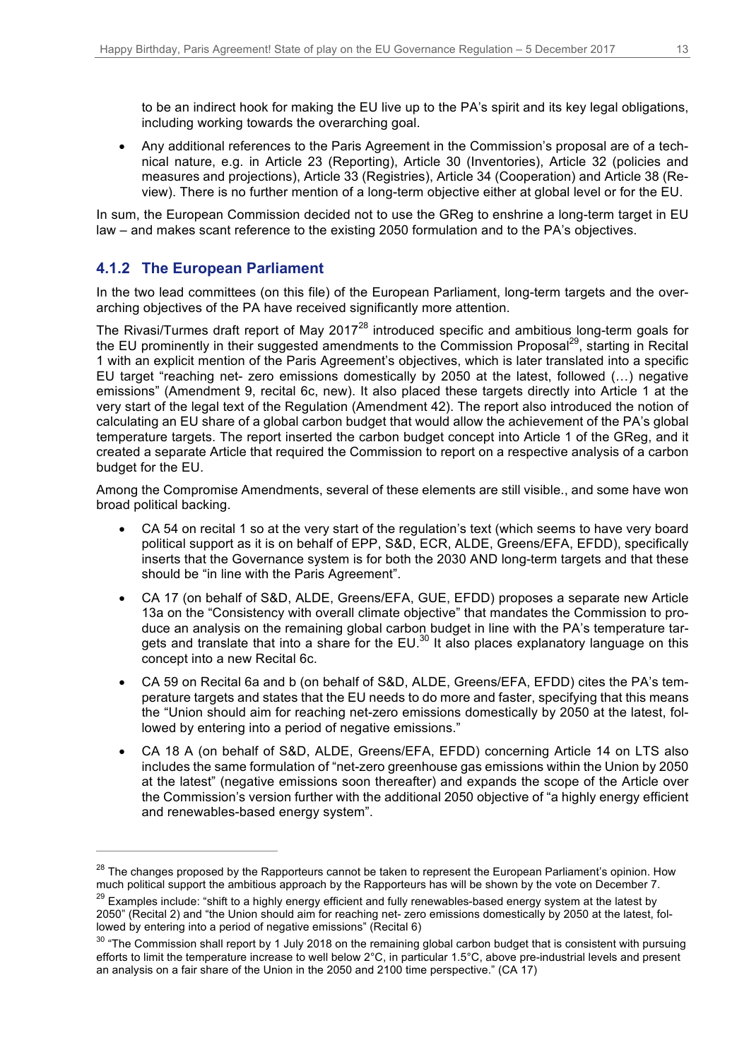to be an indirect hook for making the EU live up to the PA's spirit and its key legal obligations, including working towards the overarching goal.

- Any additional references to the Paris Agreement in the Commission's proposal are of a technical nature, e.g. in Article 23 (Reporting), Article 30 (Inventories), Article 32 (policies and measures and projections), Article 33 (Registries), Article 34 (Cooperation) and Article 38 (Review). There is no further mention of a long-term objective either at global level or for the EU.

In sum, the European Commission decided not to use the GReg to enshrine a long-term target in EU law – and makes scant reference to the existing 2050 formulation and to the PA's objectives.

### 4.1.2 The European Parliament

In the two lead committees (on this file) of the European Parliament, long-term targets and the overarching objectives of the PA have received significantly more attention.

The Rivasi/Turmes draft report of May 2017[28] introduced specific and ambitious long-term goals for the EU prominently in their suggested amendments to the Commission Proposal[29], starting in Recital 1 with an explicit mention of the Paris Agreement's objectives, which is later translated into a specific EU target "reaching net- zero emissions domestically by 2050 at the latest, followed (…) negative emissions" (Amendment 9, recital 6c, new). It also placed these targets directly into Article 1 at the very start of the legal text of the Regulation (Amendment 42). The report also introduced the notion of calculating an EU share of a global carbon budget that would allow the achievement of the PA's global temperature targets. The report inserted the carbon budget concept into Article 1 of the GReg, and it created a separate Article that required the Commission to report on a respective analysis of a carbon budget for the EU.

Among the Compromise Amendments, several of these elements are still visible., and some have won broad political backing.

- CA 54 on recital 1 so at the very start of the regulation's text (which seems to have very board political support as it is on behalf of EPP, S&D, ECR, ALDE, Greens/EFA, EFDD), specifically inserts that the Governance system is for both the 2030 AND long-term targets and that these should be "in line with the Paris Agreement".
- CA 17 (on behalf of S&D, ALDE, Greens/EFA, GUE, EFDD) proposes a separate new Article 13a on the "Consistency with overall climate objective" that mandates the Commission to produce an analysis on the remaining global carbon budget in line with the PA's temperature targets and translate that into a share for the EU.[30] It also places explanatory language on this concept into a new Recital 6c.
- CA 59 on Recital 6a and b (on behalf of S&D, ALDE, Greens/EFA, EFDD) cites the PA's temperature targets and states that the EU needs to do more and faster, specifying that this means the "Union should aim for reaching net-zero emissions domestically by 2050 at the latest, followed by entering into a period of negative emissions."
- CA 18 A (on behalf of S&D, ALDE, Greens/EFA, EFDD) concerning Article 14 on LTS also includes the same formulation of "net-zero greenhouse gas emissions within the Union by 2050 at the latest" (negative emissions soon thereafter) and expands the scope of the Article over the Commission's version further with the additional 2050 objective of "a highly energy efficient and renewables-based energy system".

---

[28] The changes proposed by the Rapporteurs cannot be taken to represent the European Parliament's opinion. How much political support the ambitious approach by the Rapporteurs has will be shown by the vote on December 7.

[29] Examples include: "shift to a highly energy efficient and fully renewables-based energy system at the latest by 2050" (Recital 2) and "the Union should aim for reaching net- zero emissions domestically by 2050 at the latest, followed by entering into a period of negative emissions" (Recital 6)

[30] "The Commission shall report by 1 July 2018 on the remaining global carbon budget that is consistent with pursuing efforts to limit the temperature increase to well below 2°C, in particular 1.5°C, above pre-industrial levels and present an analysis on a fair share of the Union in the 2050 and 2100 time perspective." (CA 17)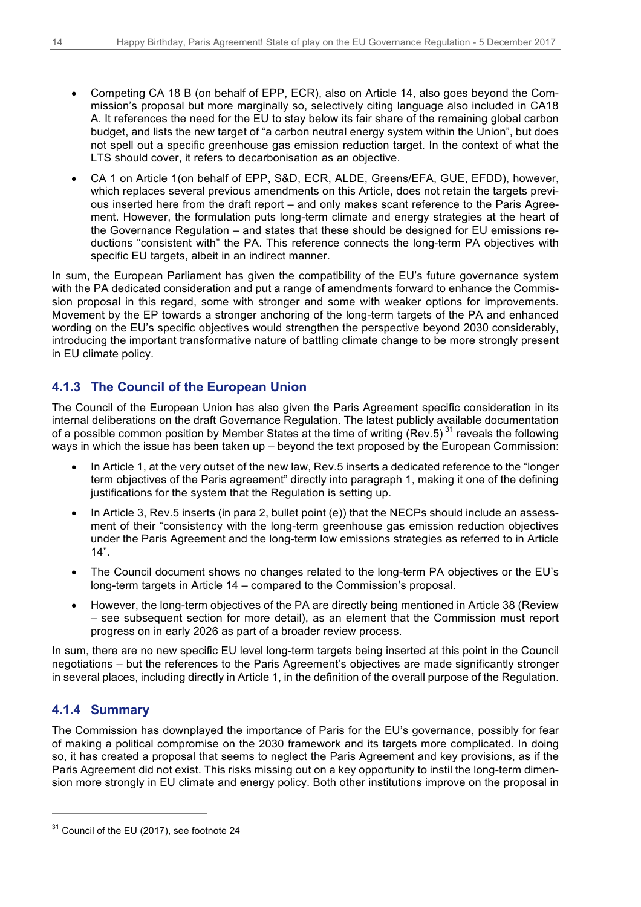- Competing CA 18 B (on behalf of EPP, ECR), also on Article 14, also goes beyond the Commission's proposal but more marginally so, selectively citing language also included in CA18 A. It references the need for the EU to stay below its fair share of the remaining global carbon budget, and lists the new target of "a carbon neutral energy system within the Union", but does not spell out a specific greenhouse gas emission reduction target. In the context of what the LTS should cover, it refers to decarbonisation as an objective.
- CA 1 on Article 1(on behalf of EPP, S&D, ECR, ALDE, Greens/EFA, GUE, EFDD), however, which replaces several previous amendments on this Article, does not retain the targets previous inserted here from the draft report – and only makes scant reference to the Paris Agreement. However, the formulation puts long-term climate and energy strategies at the heart of the Governance Regulation – and states that these should be designed for EU emissions reductions "consistent with" the PA. This reference connects the long-term PA objectives with specific EU targets, albeit in an indirect manner.

In sum, the European Parliament has given the compatibility of the EU's future governance system with the PA dedicated consideration and put a range of amendments forward to enhance the Commission proposal in this regard, some with stronger and some with weaker options for improvements. Movement by the EP towards a stronger anchoring of the long-term targets of the PA and enhanced wording on the EU's specific objectives would strengthen the perspective beyond 2030 considerably, introducing the important transformative nature of battling climate change to be more strongly present in EU climate policy.

### 4.1.3 The Council of the European Union

The Council of the European Union has also given the Paris Agreement specific consideration in its internal deliberations on the draft Governance Regulation. The latest publicly available documentation of a possible common position by Member States at the time of writing (Rev.5) [31] reveals the following ways in which the issue has been taken up – beyond the text proposed by the European Commission:

- In Article 1, at the very outset of the new law, Rev.5 inserts a dedicated reference to the "longer term objectives of the Paris agreement" directly into paragraph 1, making it one of the defining justifications for the system that the Regulation is setting up.
- In Article 3, Rev.5 inserts (in para 2, bullet point (e)) that the NECPs should include an assessment of their "consistency with the long-term greenhouse gas emission reduction objectives under the Paris Agreement and the long-term low emissions strategies as referred to in Article 14".
- The Council document shows no changes related to the long-term PA objectives or the EU's long-term targets in Article 14 – compared to the Commission's proposal.
- However, the long-term objectives of the PA are directly being mentioned in Article 38 (Review – see subsequent section for more detail), as an element that the Commission must report progress on in early 2026 as part of a broader review process.

In sum, there are no new specific EU level long-term targets being inserted at this point in the Council negotiations – but the references to the Paris Agreement's objectives are made significantly stronger in several places, including directly in Article 1, in the definition of the overall purpose of the Regulation.

### 4.1.4 Summary

The Commission has downplayed the importance of Paris for the EU's governance, possibly for fear of making a political compromise on the 2030 framework and its targets more complicated. In doing so, it has created a proposal that seems to neglect the Paris Agreement and key provisions, as if the Paris Agreement did not exist. This risks missing out on a key opportunity to instil the long-term dimension more strongly in EU climate and energy policy. Both other institutions improve on the proposal in

[31] Council of the EU (2017), see footnote 24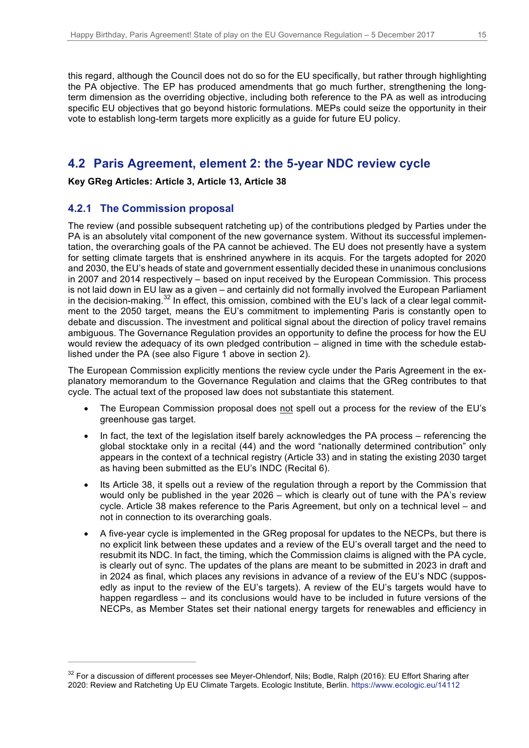this regard, although the Council does not do so for the EU specifically, but rather through highlighting the PA objective. The EP has produced amendments that go much further, strengthening the long-term dimension as the overriding objective, including both reference to the PA as well as introducing specific EU objectives that go beyond historic formulations. MEPs could seize the opportunity in their vote to establish long-term targets more explicitly as a guide for future EU policy.

## 4.2 Paris Agreement, element 2: the 5-year NDC review cycle

**Key GReg Articles: Article 3, Article 13, Article 38**

### 4.2.1 The Commission proposal

The review (and possible subsequent ratcheting up) of the contributions pledged by Parties under the PA is an absolutely vital component of the new governance system. Without its successful implementation, the overarching goals of the PA cannot be achieved. The EU does not presently have a system for setting climate targets that is enshrined anywhere in its acquis. For the targets adopted for 2020 and 2030, the EU's heads of state and government essentially decided these in unanimous conclusions in 2007 and 2014 respectively – based on input received by the European Commission. This process is not laid down in EU law as a given – and certainly did not formally involve the European Parliament in the decision-making.[32] In effect, this omission, combined with the EU's lack of a clear legal commitment to the 2050 target, means the EU's commitment to implementing Paris is constantly open to debate and discussion. The investment and political signal about the direction of policy travel remains ambiguous. The Governance Regulation provides an opportunity to define the process for how the EU would review the adequacy of its own pledged contribution – aligned in time with the schedule established under the PA (see also Figure 1 above in section 2).

The European Commission explicitly mentions the review cycle under the Paris Agreement in the explanatory memorandum to the Governance Regulation and claims that the GReg contributes to that cycle. The actual text of the proposed law does not substantiate this statement.

- The European Commission proposal does <u>not</u> spell out a process for the review of the EU's greenhouse gas target.
- In fact, the text of the legislation itself barely acknowledges the PA process – referencing the global stocktake only in a recital (44) and the word "nationally determined contribution" only appears in the context of a technical registry (Article 33) and in stating the existing 2030 target as having been submitted as the EU's INDC (Recital 6).
- Its Article 38, it spells out a review of the regulation through a report by the Commission that would only be published in the year 2026 – which is clearly out of tune with the PA's review cycle. Article 38 makes reference to the Paris Agreement, but only on a technical level – and not in connection to its overarching goals.
- A five-year cycle is implemented in the GReg proposal for updates to the NECPs, but there is no explicit link between these updates and a review of the EU's overall target and the need to resubmit its NDC. In fact, the timing, which the Commission claims is aligned with the PA cycle, is clearly out of sync. The updates of the plans are meant to be submitted in 2023 in draft and in 2024 as final, which places any revisions in advance of a review of the EU's NDC (supposedly as input to the review of the EU's targets). A review of the EU's targets would have to happen regardless – and its conclusions would have to be included in future versions of the NECPs, as Member States set their national energy targets for renewables and efficiency in

[32] For a discussion of different processes see Meyer-Ohlendorf, Nils; Bodle, Ralph (2016): EU Effort Sharing after 2020: Review and Ratcheting Up EU Climate Targets. Ecologic Institute, Berlin. https://www.ecologic.eu/14112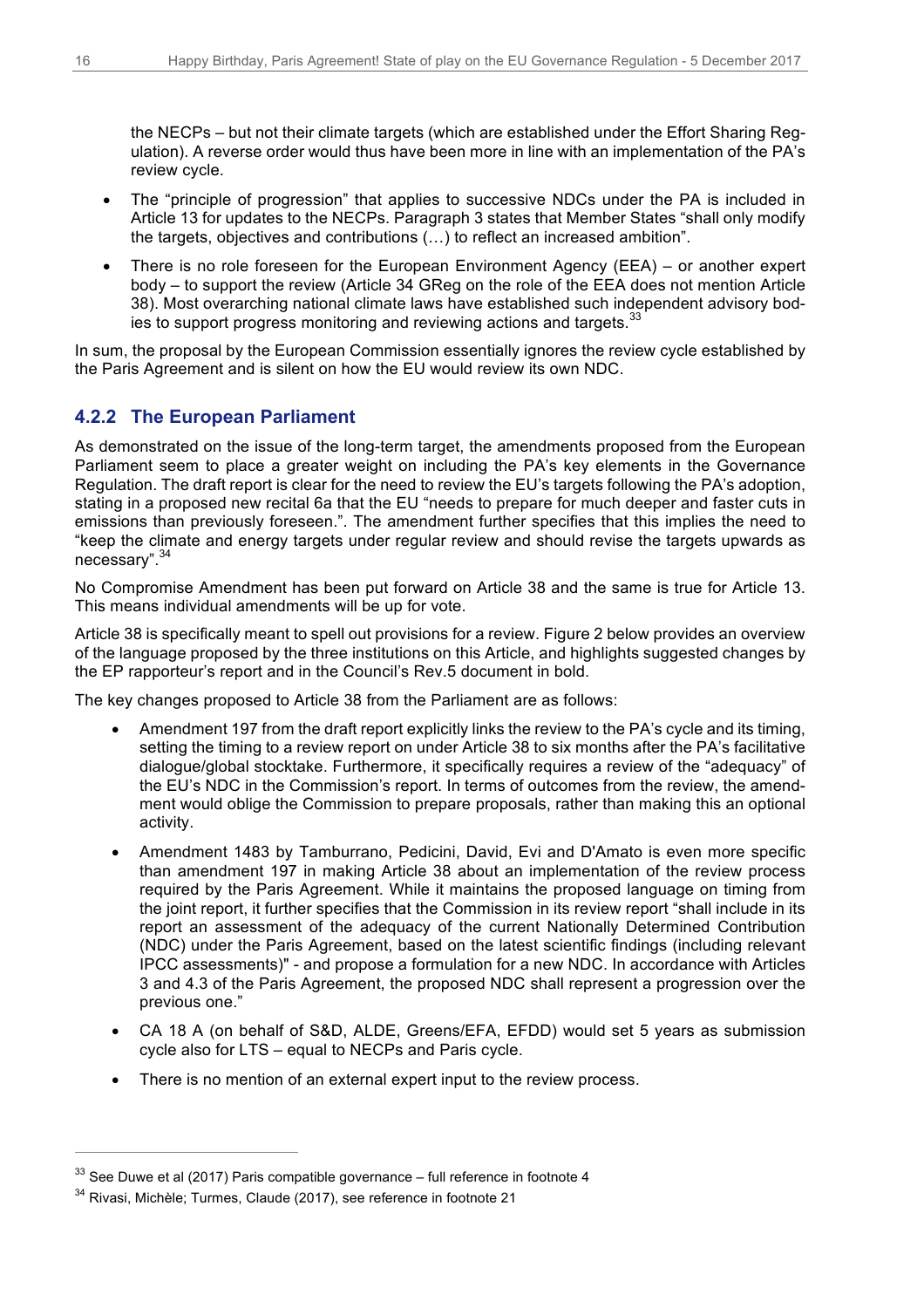the NECPs – but not their climate targets (which are established under the Effort Sharing Regulation). A reverse order would thus have been more in line with an implementation of the PA's review cycle.

- The "principle of progression" that applies to successive NDCs under the PA is included in Article 13 for updates to the NECPs. Paragraph 3 states that Member States "shall only modify the targets, objectives and contributions (…) to reflect an increased ambition".
- There is no role foreseen for the European Environment Agency (EEA) – or another expert body – to support the review (Article 34 GReg on the role of the EEA does not mention Article 38). Most overarching national climate laws have established such independent advisory bodies to support progress monitoring and reviewing actions and targets.[33]

In sum, the proposal by the European Commission essentially ignores the review cycle established by the Paris Agreement and is silent on how the EU would review its own NDC.

### 4.2.2 The European Parliament

As demonstrated on the issue of the long-term target, the amendments proposed from the European Parliament seem to place a greater weight on including the PA's key elements in the Governance Regulation. The draft report is clear for the need to review the EU's targets following the PA's adoption, stating in a proposed new recital 6a that the EU "needs to prepare for much deeper and faster cuts in emissions than previously foreseen.". The amendment further specifies that this implies the need to "keep the climate and energy targets under regular review and should revise the targets upwards as necessary".[34]

No Compromise Amendment has been put forward on Article 38 and the same is true for Article 13. This means individual amendments will be up for vote.

Article 38 is specifically meant to spell out provisions for a review. Figure 2 below provides an overview of the language proposed by the three institutions on this Article, and highlights suggested changes by the EP rapporteur's report and in the Council's Rev.5 document in bold.

The key changes proposed to Article 38 from the Parliament are as follows:

- Amendment 197 from the draft report explicitly links the review to the PA's cycle and its timing, setting the timing to a review report on under Article 38 to six months after the PA's facilitative dialogue/global stocktake. Furthermore, it specifically requires a review of the "adequacy" of the EU's NDC in the Commission's report. In terms of outcomes from the review, the amendment would oblige the Commission to prepare proposals, rather than making this an optional activity.
- Amendment 1483 by Tamburrano, Pedicini, David, Evi and D'Amato is even more specific than amendment 197 in making Article 38 about an implementation of the review process required by the Paris Agreement. While it maintains the proposed language on timing from the joint report, it further specifies that the Commission in its review report "shall include in its report an assessment of the adequacy of the current Nationally Determined Contribution (NDC) under the Paris Agreement, based on the latest scientific findings (including relevant IPCC assessments)" - and propose a formulation for a new NDC. In accordance with Articles 3 and 4.3 of the Paris Agreement, the proposed NDC shall represent a progression over the previous one."
- CA 18 A (on behalf of S&D, ALDE, Greens/EFA, EFDD) would set 5 years as submission cycle also for LTS – equal to NECPs and Paris cycle.
- There is no mention of an external expert input to the review process.

[33] See Duwe et al (2017) Paris compatible governance – full reference in footnote 4

[34] Rivasi, Michèle; Turmes, Claude (2017), see reference in footnote 21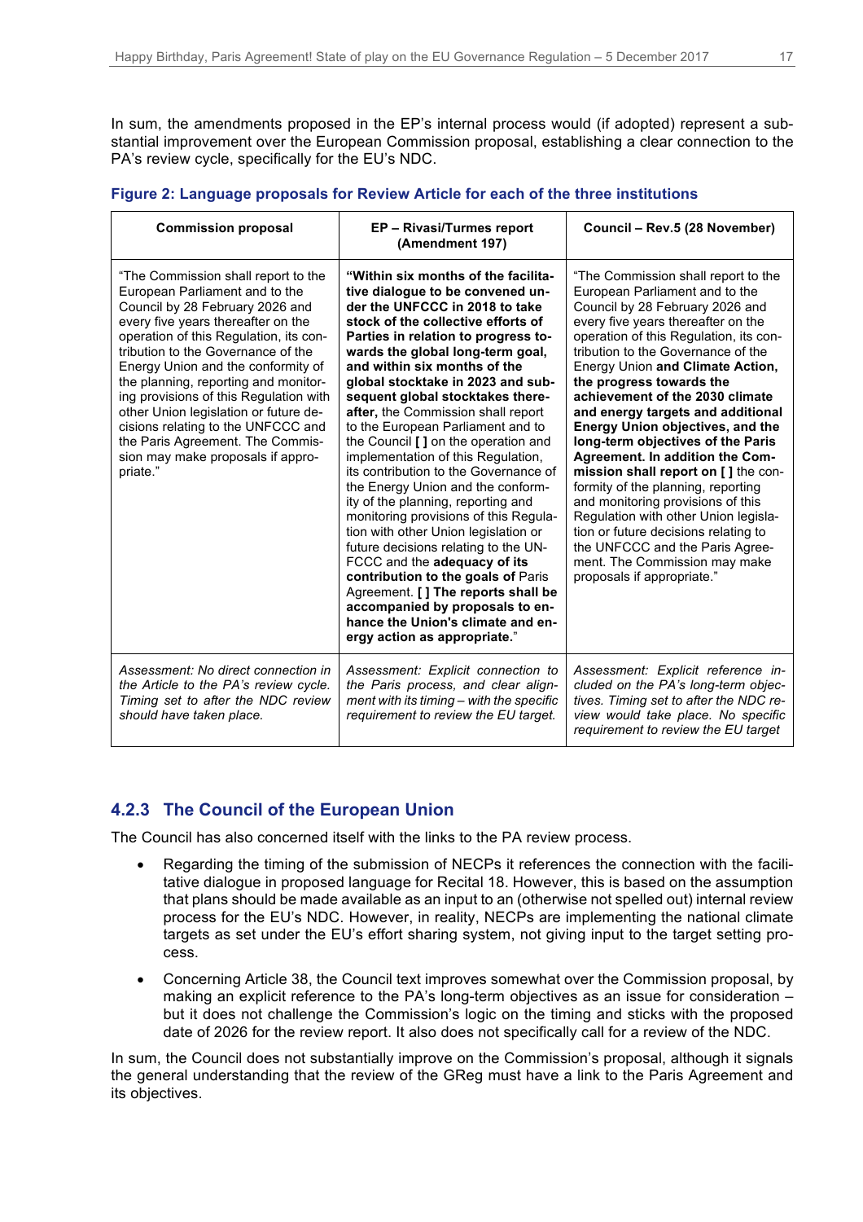In sum, the amendments proposed in the EP's internal process would (if adopted) represent a substantial improvement over the European Commission proposal, establishing a clear connection to the PA's review cycle, specifically for the EU's NDC.

**Figure 2: Language proposals for Review Article for each of the three institutions**

| Commission proposal | EP – Rivasi/Turmes report (Amendment 197) | Council – Rev.5 (28 November) |
|---|---|---|
| "The Commission shall report to the European Parliament and to the Council by 28 February 2026 and every five years thereafter on the operation of this Regulation, its contribution to the Governance of the Energy Union and the conformity of the planning, reporting and monitoring provisions of this Regulation with other Union legislation or future decisions relating to the UNFCCC and the Paris Agreement. The Commission may make proposals if appropriate." | **"Within six months of the facilitative dialogue to be convened under the UNFCCC in 2018 to take stock of the collective efforts of Parties in relation to progress towards the global long-term goal, and within six months of the global stocktake in 2023 and subsequent global stocktakes thereafter,** the Commission shall report to the European Parliament and to the Council **[ ]** on the operation and implementation of this Regulation, its contribution to the Governance of the Energy Union and the conformity of the planning, reporting and monitoring provisions of this Regulation with other Union legislation or future decisions relating to the UNFCCC and the **adequacy of its contribution to the goals of** Paris Agreement. **[ ] The reports shall be accompanied by proposals to enhance the Union's climate and energy action as appropriate.**" | "The Commission shall report to the European Parliament and to the Council by 28 February 2026 and every five years thereafter on the operation of this Regulation, its contribution to the Governance of the Energy Union **and Climate Action, the progress towards the achievement of the 2030 climate and energy targets and additional Energy Union objectives, and the long-term objectives of the Paris Agreement. In addition the Commission shall report on [ ]** the conformity of the planning, reporting and monitoring provisions of this Regulation with other Union legislation or future decisions relating to the UNFCCC and the Paris Agreement. The Commission may make proposals if appropriate." |
| *Assessment: No direct connection in the Article to the PA's review cycle. Timing set to after the NDC review should have taken place.* | *Assessment: Explicit connection to the Paris process, and clear alignment with its timing – with the specific requirement to review the EU target.* | *Assessment: Explicit reference included on the PA's long-term objectives. Timing set to after the NDC review would take place. No specific requirement to review the EU target* |

### 4.2.3 The Council of the European Union

The Council has also concerned itself with the links to the PA review process.

- Regarding the timing of the submission of NECPs it references the connection with the facilitative dialogue in proposed language for Recital 18. However, this is based on the assumption that plans should be made available as an input to an (otherwise not spelled out) internal review process for the EU's NDC. However, in reality, NECPs are implementing the national climate targets as set under the EU's effort sharing system, not giving input to the target setting process.
- Concerning Article 38, the Council text improves somewhat over the Commission proposal, by making an explicit reference to the PA's long-term objectives as an issue for consideration – but it does not challenge the Commission's logic on the timing and sticks with the proposed date of 2026 for the review report. It also does not specifically call for a review of the NDC.

In sum, the Council does not substantially improve on the Commission's proposal, although it signals the general understanding that the review of the GReg must have a link to the Paris Agreement and its objectives.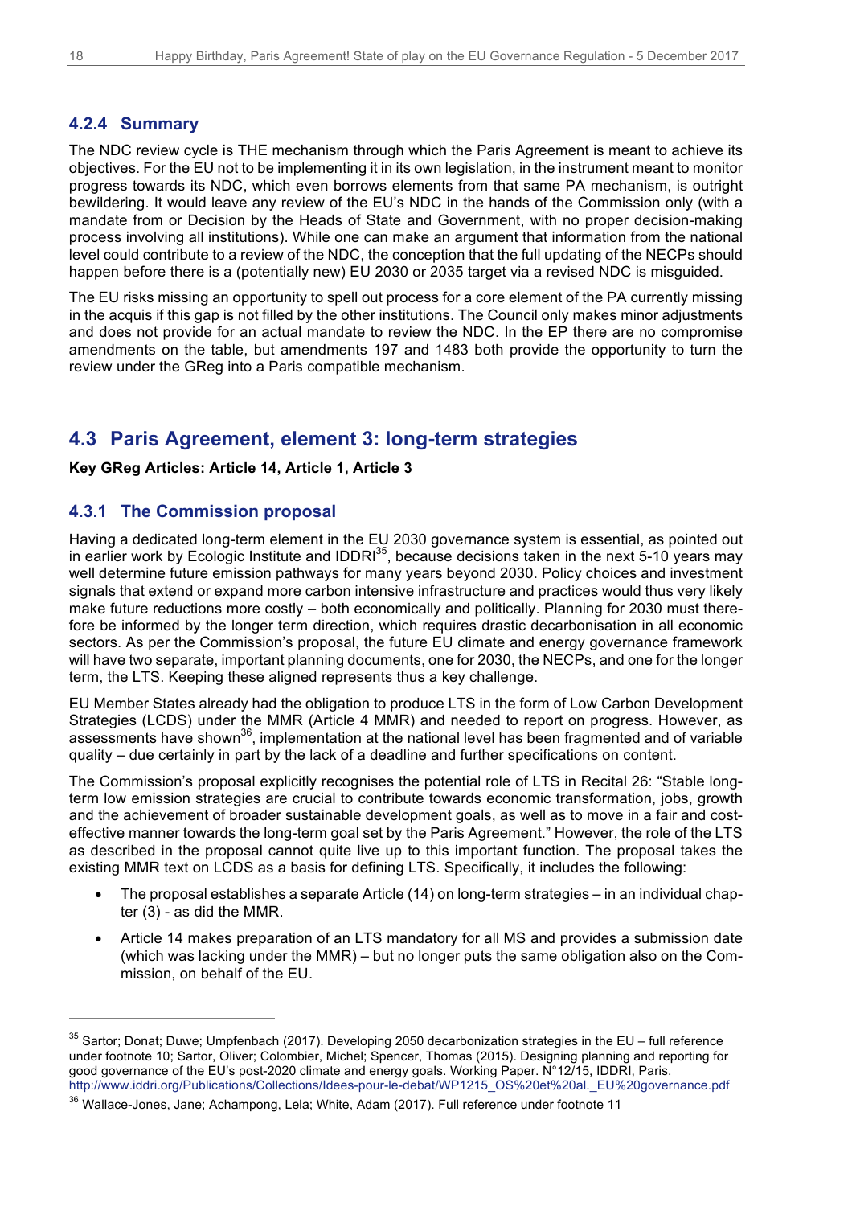### 4.2.4 Summary

The NDC review cycle is THE mechanism through which the Paris Agreement is meant to achieve its objectives. For the EU not to be implementing it in its own legislation, in the instrument meant to monitor progress towards its NDC, which even borrows elements from that same PA mechanism, is outright bewildering. It would leave any review of the EU's NDC in the hands of the Commission only (with a mandate from or Decision by the Heads of State and Government, with no proper decision-making process involving all institutions). While one can make an argument that information from the national level could contribute to a review of the NDC, the conception that the full updating of the NECPs should happen before there is a (potentially new) EU 2030 or 2035 target via a revised NDC is misguided.

The EU risks missing an opportunity to spell out process for a core element of the PA currently missing in the acquis if this gap is not filled by the other institutions. The Council only makes minor adjustments and does not provide for an actual mandate to review the NDC. In the EP there are no compromise amendments on the table, but amendments 197 and 1483 both provide the opportunity to turn the review under the GReg into a Paris compatible mechanism.

## 4.3 Paris Agreement, element 3: long-term strategies

**Key GReg Articles: Article 14, Article 1, Article 3**

### 4.3.1 The Commission proposal

Having a dedicated long-term element in the EU 2030 governance system is essential, as pointed out in earlier work by Ecologic Institute and IDDRI[35], because decisions taken in the next 5-10 years may well determine future emission pathways for many years beyond 2030. Policy choices and investment signals that extend or expand more carbon intensive infrastructure and practices would thus very likely make future reductions more costly – both economically and politically. Planning for 2030 must therefore be informed by the longer term direction, which requires drastic decarbonisation in all economic sectors. As per the Commission's proposal, the future EU climate and energy governance framework will have two separate, important planning documents, one for 2030, the NECPs, and one for the longer term, the LTS. Keeping these aligned represents thus a key challenge.

EU Member States already had the obligation to produce LTS in the form of Low Carbon Development Strategies (LCDS) under the MMR (Article 4 MMR) and needed to report on progress. However, as assessments have shown[36], implementation at the national level has been fragmented and of variable quality – due certainly in part by the lack of a deadline and further specifications on content.

The Commission's proposal explicitly recognises the potential role of LTS in Recital 26: "Stable long-term low emission strategies are crucial to contribute towards economic transformation, jobs, growth and the achievement of broader sustainable development goals, as well as to move in a fair and cost-effective manner towards the long-term goal set by the Paris Agreement." However, the role of the LTS as described in the proposal cannot quite live up to this important function. The proposal takes the existing MMR text on LCDS as a basis for defining LTS. Specifically, it includes the following:

- The proposal establishes a separate Article (14) on long-term strategies – in an individual chapter (3) - as did the MMR.
- Article 14 makes preparation of an LTS mandatory for all MS and provides a submission date (which was lacking under the MMR) – but no longer puts the same obligation also on the Commission, on behalf of the EU.

---

[35] Sartor; Donat; Duwe; Umpfenbach (2017). Developing 2050 decarbonization strategies in the EU – full reference under footnote 10; Sartor, Oliver; Colombier, Michel; Spencer, Thomas (2015). Designing planning and reporting for good governance of the EU's post-2020 climate and energy goals. Working Paper. N°12/15, IDDRI, Paris. http://www.iddri.org/Publications/Collections/Idees-pour-le-debat/WP1215_OS%20et%20al._EU%20governance.pdf

[36] Wallace-Jones, Jane; Achampong, Lela; White, Adam (2017). Full reference under footnote 11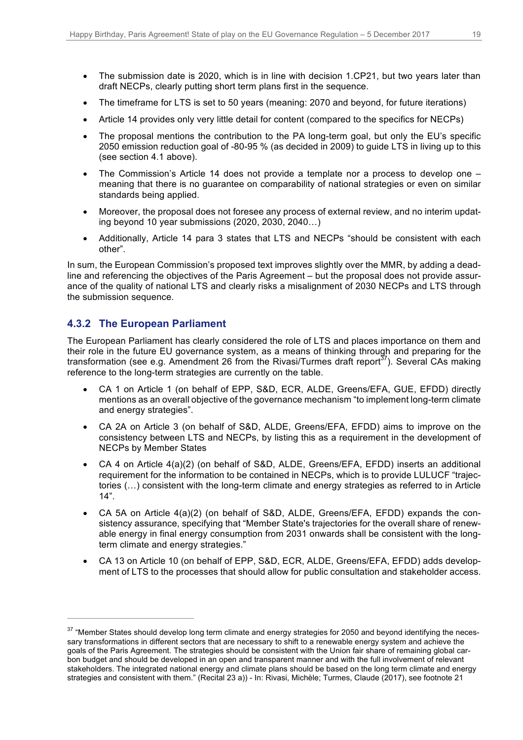- The submission date is 2020, which is in line with decision 1.CP21, but two years later than draft NECPs, clearly putting short term plans first in the sequence.
- The timeframe for LTS is set to 50 years (meaning: 2070 and beyond, for future iterations)
- Article 14 provides only very little detail for content (compared to the specifics for NECPs)
- The proposal mentions the contribution to the PA long-term goal, but only the EU's specific 2050 emission reduction goal of -80-95 % (as decided in 2009) to guide LTS in living up to this (see section 4.1 above).
- The Commission's Article 14 does not provide a template nor a process to develop one – meaning that there is no guarantee on comparability of national strategies or even on similar standards being applied.
- Moreover, the proposal does not foresee any process of external review, and no interim updating beyond 10 year submissions (2020, 2030, 2040…)
- Additionally, Article 14 para 3 states that LTS and NECPs "should be consistent with each other".

In sum, the European Commission's proposed text improves slightly over the MMR, by adding a deadline and referencing the objectives of the Paris Agreement – but the proposal does not provide assurance of the quality of national LTS and clearly risks a misalignment of 2030 NECPs and LTS through the submission sequence.

### 4.3.2 The European Parliament

The European Parliament has clearly considered the role of LTS and places importance on them and their role in the future EU governance system, as a means of thinking through and preparing for the transformation (see e.g. Amendment 26 from the Rivasi/Turmes draft report[37]). Several CAs making reference to the long-term strategies are currently on the table.

- CA 1 on Article 1 (on behalf of EPP, S&D, ECR, ALDE, Greens/EFA, GUE, EFDD) directly mentions as an overall objective of the governance mechanism "to implement long-term climate and energy strategies".
- CA 2A on Article 3 (on behalf of S&D, ALDE, Greens/EFA, EFDD) aims to improve on the consistency between LTS and NECPs, by listing this as a requirement in the development of NECPs by Member States
- CA 4 on Article 4(a)(2) (on behalf of S&D, ALDE, Greens/EFA, EFDD) inserts an additional requirement for the information to be contained in NECPs, which is to provide LULUCF "trajectories (…) consistent with the long-term climate and energy strategies as referred to in Article 14".
- CA 5A on Article 4(a)(2) (on behalf of S&D, ALDE, Greens/EFA, EFDD) expands the consistency assurance, specifying that "Member State's trajectories for the overall share of renewable energy in final energy consumption from 2031 onwards shall be consistent with the long-term climate and energy strategies."
- CA 13 on Article 10 (on behalf of EPP, S&D, ECR, ALDE, Greens/EFA, EFDD) adds development of LTS to the processes that should allow for public consultation and stakeholder access.

---

[37] "Member States should develop long term climate and energy strategies for 2050 and beyond identifying the necessary transformations in different sectors that are necessary to shift to a renewable energy system and achieve the goals of the Paris Agreement. The strategies should be consistent with the Union fair share of remaining global carbon budget and should be developed in an open and transparent manner and with the full involvement of relevant stakeholders. The integrated national energy and climate plans should be based on the long term climate and energy strategies and consistent with them." (Recital 23 a)) - In: Rivasi, Michèle; Turmes, Claude (2017), see footnote 21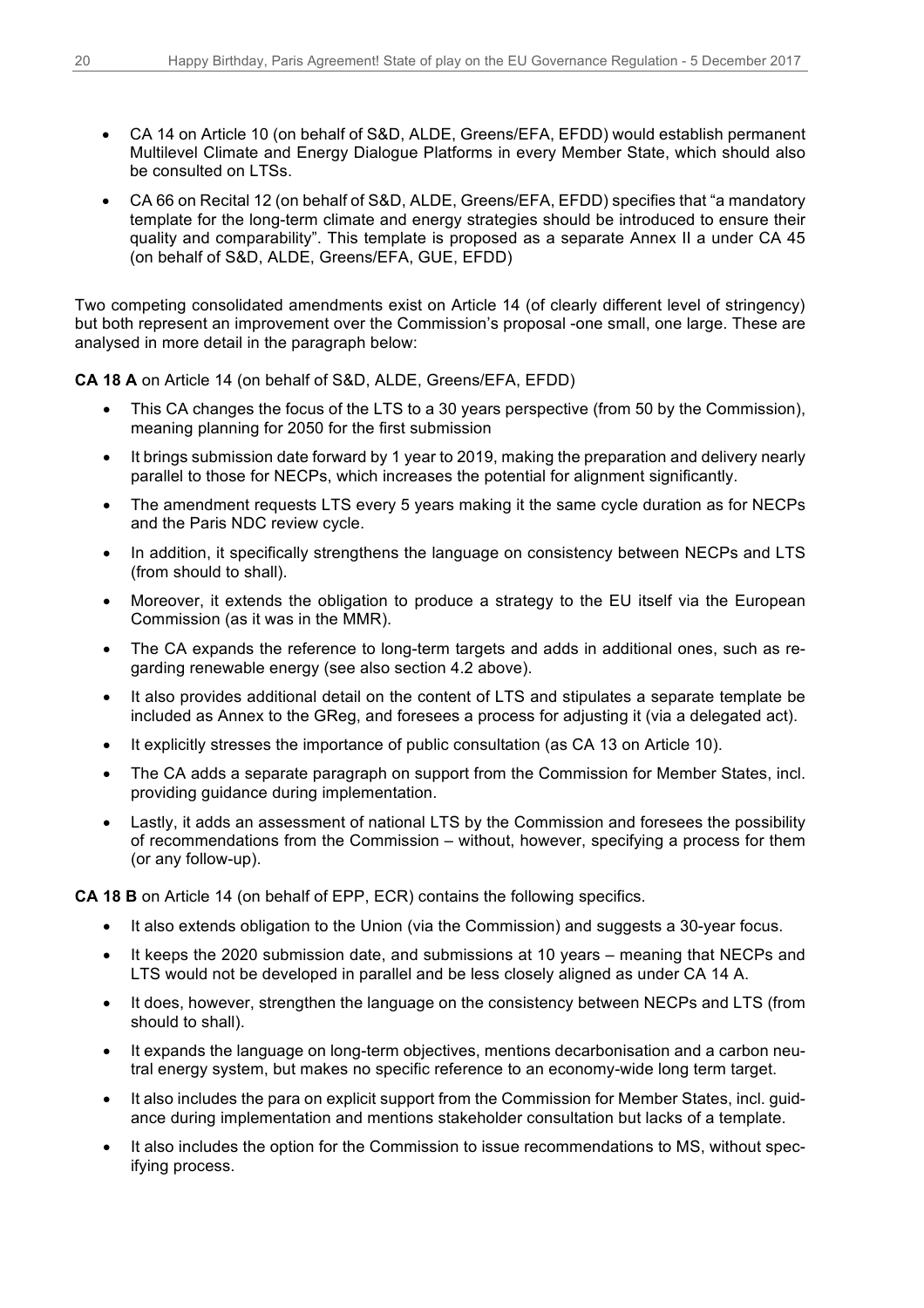- CA 14 on Article 10 (on behalf of S&D, ALDE, Greens/EFA, EFDD) would establish permanent Multilevel Climate and Energy Dialogue Platforms in every Member State, which should also be consulted on LTSs.
- CA 66 on Recital 12 (on behalf of S&D, ALDE, Greens/EFA, EFDD) specifies that "a mandatory template for the long-term climate and energy strategies should be introduced to ensure their quality and comparability". This template is proposed as a separate Annex II a under CA 45 (on behalf of S&D, ALDE, Greens/EFA, GUE, EFDD)

Two competing consolidated amendments exist on Article 14 (of clearly different level of stringency) but both represent an improvement over the Commission's proposal -one small, one large. These are analysed in more detail in the paragraph below:

**CA 18 A** on Article 14 (on behalf of S&D, ALDE, Greens/EFA, EFDD)

- This CA changes the focus of the LTS to a 30 years perspective (from 50 by the Commission), meaning planning for 2050 for the first submission
- It brings submission date forward by 1 year to 2019, making the preparation and delivery nearly parallel to those for NECPs, which increases the potential for alignment significantly.
- The amendment requests LTS every 5 years making it the same cycle duration as for NECPs and the Paris NDC review cycle.
- In addition, it specifically strengthens the language on consistency between NECPs and LTS (from should to shall).
- Moreover, it extends the obligation to produce a strategy to the EU itself via the European Commission (as it was in the MMR).
- The CA expands the reference to long-term targets and adds in additional ones, such as regarding renewable energy (see also section 4.2 above).
- It also provides additional detail on the content of LTS and stipulates a separate template be included as Annex to the GReg, and foresees a process for adjusting it (via a delegated act).
- It explicitly stresses the importance of public consultation (as CA 13 on Article 10).
- The CA adds a separate paragraph on support from the Commission for Member States, incl. providing guidance during implementation.
- Lastly, it adds an assessment of national LTS by the Commission and foresees the possibility of recommendations from the Commission – without, however, specifying a process for them (or any follow-up).

**CA 18 B** on Article 14 (on behalf of EPP, ECR) contains the following specifics.

- It also extends obligation to the Union (via the Commission) and suggests a 30-year focus.
- It keeps the 2020 submission date, and submissions at 10 years – meaning that NECPs and LTS would not be developed in parallel and be less closely aligned as under CA 14 A.
- It does, however, strengthen the language on the consistency between NECPs and LTS (from should to shall).
- It expands the language on long-term objectives, mentions decarbonisation and a carbon neutral energy system, but makes no specific reference to an economy-wide long term target.
- It also includes the para on explicit support from the Commission for Member States, incl. guidance during implementation and mentions stakeholder consultation but lacks of a template.
- It also includes the option for the Commission to issue recommendations to MS, without specifying process.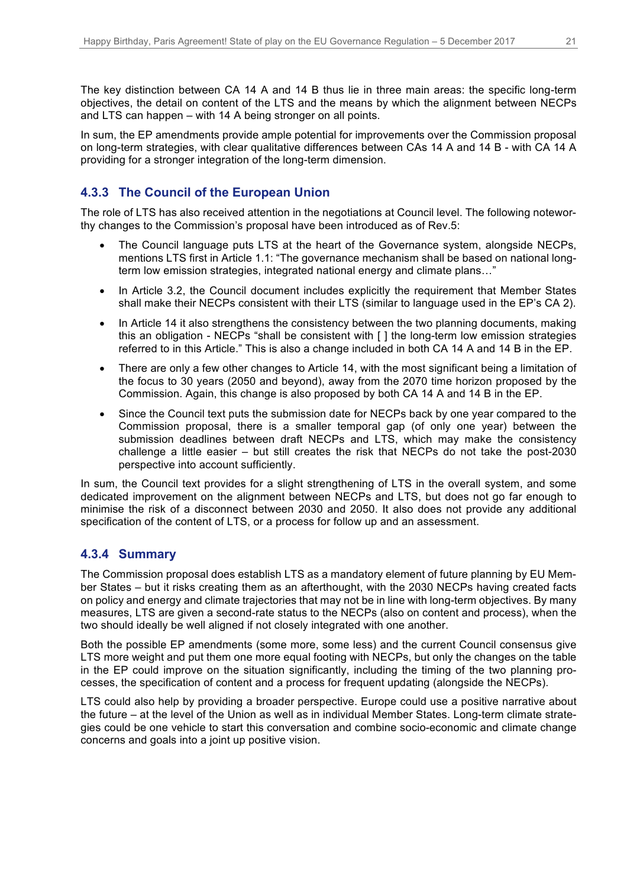The key distinction between CA 14 A and 14 B thus lie in three main areas: the specific long-term objectives, the detail on content of the LTS and the means by which the alignment between NECPs and LTS can happen – with 14 A being stronger on all points.

In sum, the EP amendments provide ample potential for improvements over the Commission proposal on long-term strategies, with clear qualitative differences between CAs 14 A and 14 B - with CA 14 A providing for a stronger integration of the long-term dimension.

### 4.3.3 The Council of the European Union

The role of LTS has also received attention in the negotiations at Council level. The following noteworthy changes to the Commission's proposal have been introduced as of Rev.5:

- The Council language puts LTS at the heart of the Governance system, alongside NECPs, mentions LTS first in Article 1.1: "The governance mechanism shall be based on national long-term low emission strategies, integrated national energy and climate plans…"
- In Article 3.2, the Council document includes explicitly the requirement that Member States shall make their NECPs consistent with their LTS (similar to language used in the EP's CA 2).
- In Article 14 it also strengthens the consistency between the two planning documents, making this an obligation - NECPs "shall be consistent with [ ] the long-term low emission strategies referred to in this Article." This is also a change included in both CA 14 A and 14 B in the EP.
- There are only a few other changes to Article 14, with the most significant being a limitation of the focus to 30 years (2050 and beyond), away from the 2070 time horizon proposed by the Commission. Again, this change is also proposed by both CA 14 A and 14 B in the EP.
- Since the Council text puts the submission date for NECPs back by one year compared to the Commission proposal, there is a smaller temporal gap (of only one year) between the submission deadlines between draft NECPs and LTS, which may make the consistency challenge a little easier – but still creates the risk that NECPs do not take the post-2030 perspective into account sufficiently.

In sum, the Council text provides for a slight strengthening of LTS in the overall system, and some dedicated improvement on the alignment between NECPs and LTS, but does not go far enough to minimise the risk of a disconnect between 2030 and 2050. It also does not provide any additional specification of the content of LTS, or a process for follow up and an assessment.

### 4.3.4 Summary

The Commission proposal does establish LTS as a mandatory element of future planning by EU Member States – but it risks creating them as an afterthought, with the 2030 NECPs having created facts on policy and energy and climate trajectories that may not be in line with long-term objectives. By many measures, LTS are given a second-rate status to the NECPs (also on content and process), when the two should ideally be well aligned if not closely integrated with one another.

Both the possible EP amendments (some more, some less) and the current Council consensus give LTS more weight and put them one more equal footing with NECPs, but only the changes on the table in the EP could improve on the situation significantly, including the timing of the two planning processes, the specification of content and a process for frequent updating (alongside the NECPs).

LTS could also help by providing a broader perspective. Europe could use a positive narrative about the future – at the level of the Union as well as in individual Member States. Long-term climate strategies could be one vehicle to start this conversation and combine socio-economic and climate change concerns and goals into a joint up positive vision.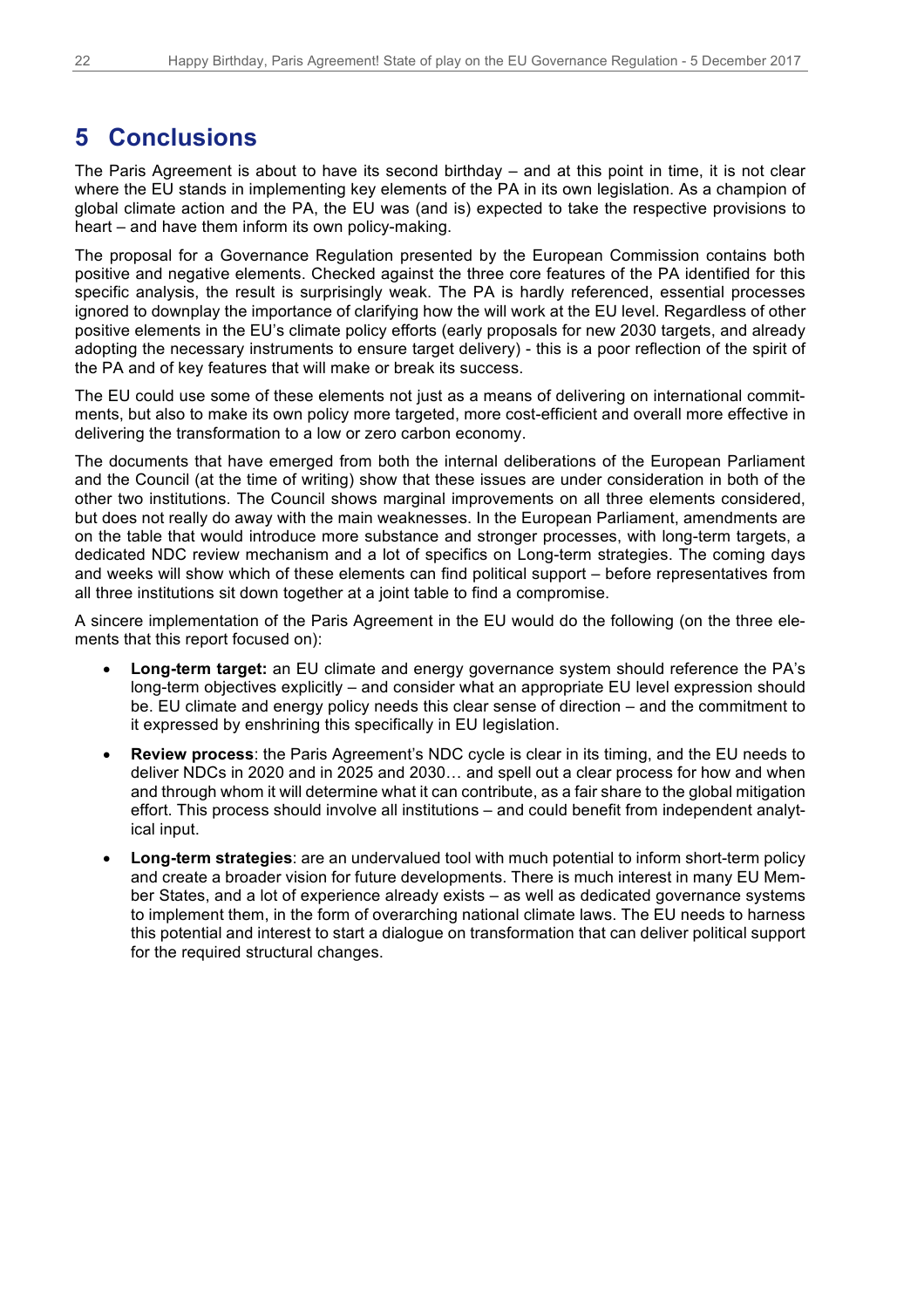# 5 Conclusions

The Paris Agreement is about to have its second birthday – and at this point in time, it is not clear where the EU stands in implementing key elements of the PA in its own legislation. As a champion of global climate action and the PA, the EU was (and is) expected to take the respective provisions to heart – and have them inform its own policy-making.

The proposal for a Governance Regulation presented by the European Commission contains both positive and negative elements. Checked against the three core features of the PA identified for this specific analysis, the result is surprisingly weak. The PA is hardly referenced, essential processes ignored to downplay the importance of clarifying how the will work at the EU level. Regardless of other positive elements in the EU's climate policy efforts (early proposals for new 2030 targets, and already adopting the necessary instruments to ensure target delivery) - this is a poor reflection of the spirit of the PA and of key features that will make or break its success.

The EU could use some of these elements not just as a means of delivering on international commitments, but also to make its own policy more targeted, more cost-efficient and overall more effective in delivering the transformation to a low or zero carbon economy.

The documents that have emerged from both the internal deliberations of the European Parliament and the Council (at the time of writing) show that these issues are under consideration in both of the other two institutions. The Council shows marginal improvements on all three elements considered, but does not really do away with the main weaknesses. In the European Parliament, amendments are on the table that would introduce more substance and stronger processes, with long-term targets, a dedicated NDC review mechanism and a lot of specifics on Long-term strategies. The coming days and weeks will show which of these elements can find political support – before representatives from all three institutions sit down together at a joint table to find a compromise.

A sincere implementation of the Paris Agreement in the EU would do the following (on the three elements that this report focused on):

- **Long-term target:** an EU climate and energy governance system should reference the PA's long-term objectives explicitly – and consider what an appropriate EU level expression should be. EU climate and energy policy needs this clear sense of direction – and the commitment to it expressed by enshrining this specifically in EU legislation.
- **Review process**: the Paris Agreement's NDC cycle is clear in its timing, and the EU needs to deliver NDCs in 2020 and in 2025 and 2030… and spell out a clear process for how and when and through whom it will determine what it can contribute, as a fair share to the global mitigation effort. This process should involve all institutions – and could benefit from independent analytical input.
- **Long-term strategies**: are an undervalued tool with much potential to inform short-term policy and create a broader vision for future developments. There is much interest in many EU Member States, and a lot of experience already exists – as well as dedicated governance systems to implement them, in the form of overarching national climate laws. The EU needs to harness this potential and interest to start a dialogue on transformation that can deliver political support for the required structural changes.